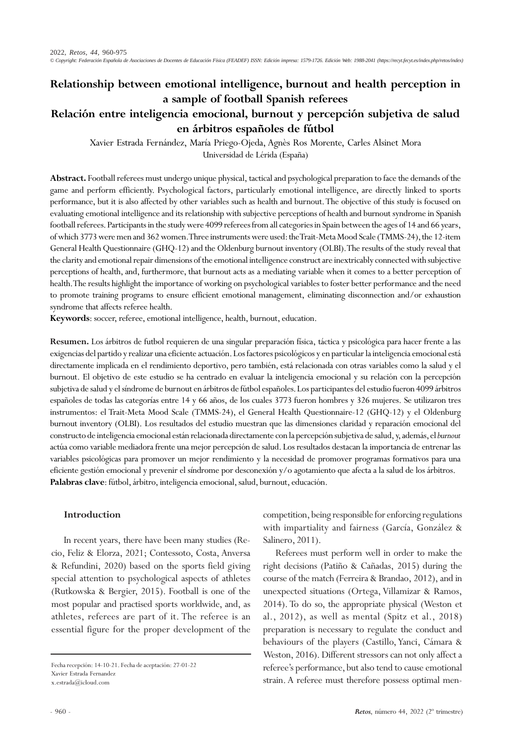# Relationship between emotional intelligence, burnout and health perception in a sample of football Spanish referees

# Relación entre inteligencia emocional, burnout y percepción subjetiva de salud en árbitros españoles de fútbol

Xavier Estrada Fernández, María Priego-Ojeda, Agnès Ros Morente, Carles Alsinet Mora

Universidad de Lérida (España)

**Abstract.** Football referees must undergo unique physical, tactical and psychological preparation to face the demands of the game and perform efficiently. Psychological factors, particularly emotional intelligence, are directly linked to sports performance, but it is also affected by other variables such as health and burnout. The objective of this study is focused on evaluating emotional intelligence and its relationship with subjective perceptions of health and burnout syndrome in Spanish football referees. Participants in the study were 4099 referees from all categories in Spain between the ages of 14 and 66 years, of which 3773 were men and 362 women. Three instruments were used: the Trait-Meta Mood Scale (TMMS-24), the 12-item General Health Questionnaire (GHQ-12) and the Oldenburg burnout inventory (OLBI). The results of the study reveal that the clarity and emotional repair dimensions of the emotional intelligence construct are inextricably connected with subjective perceptions of health, and, furthermore, that burnout acts as a mediating variable when it comes to a better perception of health. The results highlight the importance of working on psychological variables to foster better performance and the need to promote training programs to ensure efficient emotional management, eliminating disconnection and/or exhaustion syndrome that affects referee health.

**Keywords**: soccer, referee, emotional intelligence, health, burnout, education.

**Resumen.** Los árbitros de futbol requieren de una singular preparación física, táctica y psicológica para hacer frente a las exigencias del partido y realizar una eficiente actuación. Los factores psicológicos y en particular la inteligencia emocional está directamente implicada en el rendimiento deportivo, pero también, está relacionada con otras variables como la salud y el burnout. El objetivo de este estudio se ha centrado en evaluar la inteligencia emocional y su relación con la percepción subjetiva de salud y el síndrome de burnout en árbitros de fútbol españoles. Los participantes del estudio fueron 4099 árbitros españoles de todas las categorías entre 14 y 66 años, de los cuales 3773 fueron hombres y 326 mujeres. Se utilizaron tres instrumentos: el Trait-Meta Mood Scale (TMMS-24), el General Health Questionnaire-12 (GHQ-12) y el Oldenburg burnout inventory (OLBI). Los resultados del estudio muestran que las dimensiones claridad y reparación emocional del constructo de inteligencia emocional están relacionada directamente con la percepción subjetiva de salud, y, además, el *burnout* actúa como variable mediadora frente una mejor percepción de salud. Los resultados destacan la importancia de entrenar las variables psicológicas para promover un mejor rendimiento y la necesidad de promover programas formativos para una eficiente gestión emocional y prevenir el síndrome por desconexión y/o agotamiento que afecta a la salud de los árbitros.

**Palabras clave**: fútbol, árbitro, inteligencia emocional, salud, burnout, educación.

## Introduction

In recent years, there have been many studies (Recio, Feliz & Elorza, 2021; Contessoto, Costa, Anversa & Refundini, 2020) based on the sports field giving special attention to psychological aspects of athletes (Rutkowska & Bergier, 2015). Football is one of the most popular and practised sports worldwide, and, as athletes, referees are part of it. The referee is an essential figure for the proper development of the competition, being responsible for enforcing regulations with impartiality and fairness (García, González & Salinero, 2011).

Referees must perform well in order to make the right decisions (Patiño & Cañadas, 2015) during the course of the match (Ferreira & Brandao, 2012), and in unexpected situations (Ortega, Villamizar & Ramos, 2014). To do so, the appropriate physical (Weston et al., 2012), as well as mental (Spitz et al., 2018) preparation is necessary to regulate the conduct and behaviours of the players (Castillo, Yanci, Cámara & Weston, 2016). Different stressors can not only affect a referee's performance, but also tend to cause emotional strain. A referee must therefore possess optimal men-

Fecha recepción: 14-10-21. Fecha de aceptación: 27-01-22

Xavier Estrada Fernandez

x.estrada@icloud.com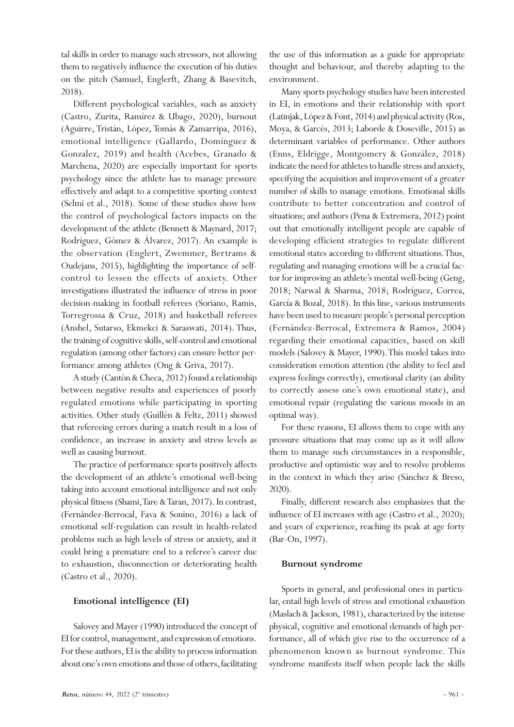tal skills in order to manage such stressors, not allowing them to negatively influence the execution of his duties on the pitch (Samuel, Englerft, Zhang & Basevitch, 2018).

Different psychological variables, such as anxiety (Castro, Zurita, Ramírez & Ubago, 2020), burnout (Aguirre, Tristán, López, Tomás & Zamarripa, 2016), emotional intelligence (Gallardo, Domínguez & Gonzalez, 2019) and health (Acebes, Granado & Marchena, 2020) are especially important for sports psychology since the athlete has to manage pressure effectively and adapt to a competitive sporting context (Selmi et al., 2018). Some of these studies show how the control of psychological factors impacts on the development of the athlete (Bennett & Maynard, 2017; Rodríguez, Gómez & Álvarez, 2017). An example is the observation (Englert, Zwemmer, Bertrams & Oudejans, 2015), highlighting the importance of self-control to lessen the effects of anxiety. Other investigations illustrated the influence of stress in poor decision-making in football referees (Soriano, Ramis, Torregrossa & Cruz, 2018) and basketball referees (Anshel, Sutarso, Ekmekci & Saraswati, 2014). Thus, the training of cognitive skills, self-control and emotional regulation (among other factors) can ensure better performance among athletes (Ong & Griva, 2017).

A study (Cantón & Checa, 2012) found a relationship between negative results and experiences of poorly regulated emotions while participating in sporting activities. Other study (Guillén & Feltz, 2011) showed that refereeing errors during a match result in a loss of confidence, an increase in anxiety and stress levels as well as causing burnout.

The practice of performance sports positively affects the development of an athlete's emotional well-being taking into account emotional intelligence and not only physical fitness (Shami, Tare & Taran, 2017). In contrast, (Fernández-Berrocal, Fava & Sonino, 2016) a lack of emotional self-regulation can result in health-related problems such as high levels of stress or anxiety, and it could bring a premature end to a referee's career due to exhaustion, disconnection or deteriorating health (Castro et al., 2020).

## Emotional intelligence (EI)

Salovey and Mayer (1990) introduced the concept of EI for control, management, and expression of emotions. For these authors, EI is the ability to process information about one's own emotions and those of others, facilitating the use of this information as a guide for appropriate thought and behaviour, and thereby adapting to the environment.

Many sports psychology studies have been interested in EI, in emotions and their relationship with sport (Latinjak, López & Font, 2014) and physical activity (Ros, Moya, & Garcés, 2013; Laborde & Doseville, 2015) as determinant variables of performance. Other authors (Enns, Eldrigge, Montgomery & González, 2018) indicate the need for athletes to handle stress and anxiety, specifying the acquisition and improvement of a greater number of skills to manage emotions. Emotional skills contribute to better concentration and control of situations; and authors (Pena & Extremera, 2012) point out that emotionally intelligent people are capable of developing efficient strategies to regulate different emotional states according to different situations. Thus, regulating and managing emotions will be a crucial factor for improving an athlete's mental well-being (Geng, 2018; Narwal & Sharma, 2018; Rodríguez, Correa, García & Bozal, 2018). In this line, various instruments have been used to measure people's personal perception (Fernández-Berrocal, Extremera & Ramos, 2004) regarding their emotional capacities, based on skill models (Salovey & Mayer, 1990). This model takes into consideration emotion attention (the ability to feel and express feelings correctly), emotional clarity (an ability to correctly assess one's own emotional state), and emotional repair (regulating the various moods in an optimal way).

For these reasons, EI allows them to cope with any pressure situations that may come up as it will allow them to manage such circumstances in a responsible, productive and optimistic way and to resolve problems in the context in which they arise (Sánchez & Breso, 2020).

Finally, different research also emphasizes that the influence of EI increases with age (Castro et al., 2020); and years of experience, reaching its peak at age forty (Bar-On, 1997).

## Burnout syndrome

Sports in general, and professional ones in particular, entail high levels of stress and emotional exhaustion (Maslach & Jackson, 1981), characterized by the intense physical, cognitive and emotional demands of high performance, all of which give rise to the occurrence of a phenomenon known as burnout syndrome. This syndrome manifests itself when people lack the skills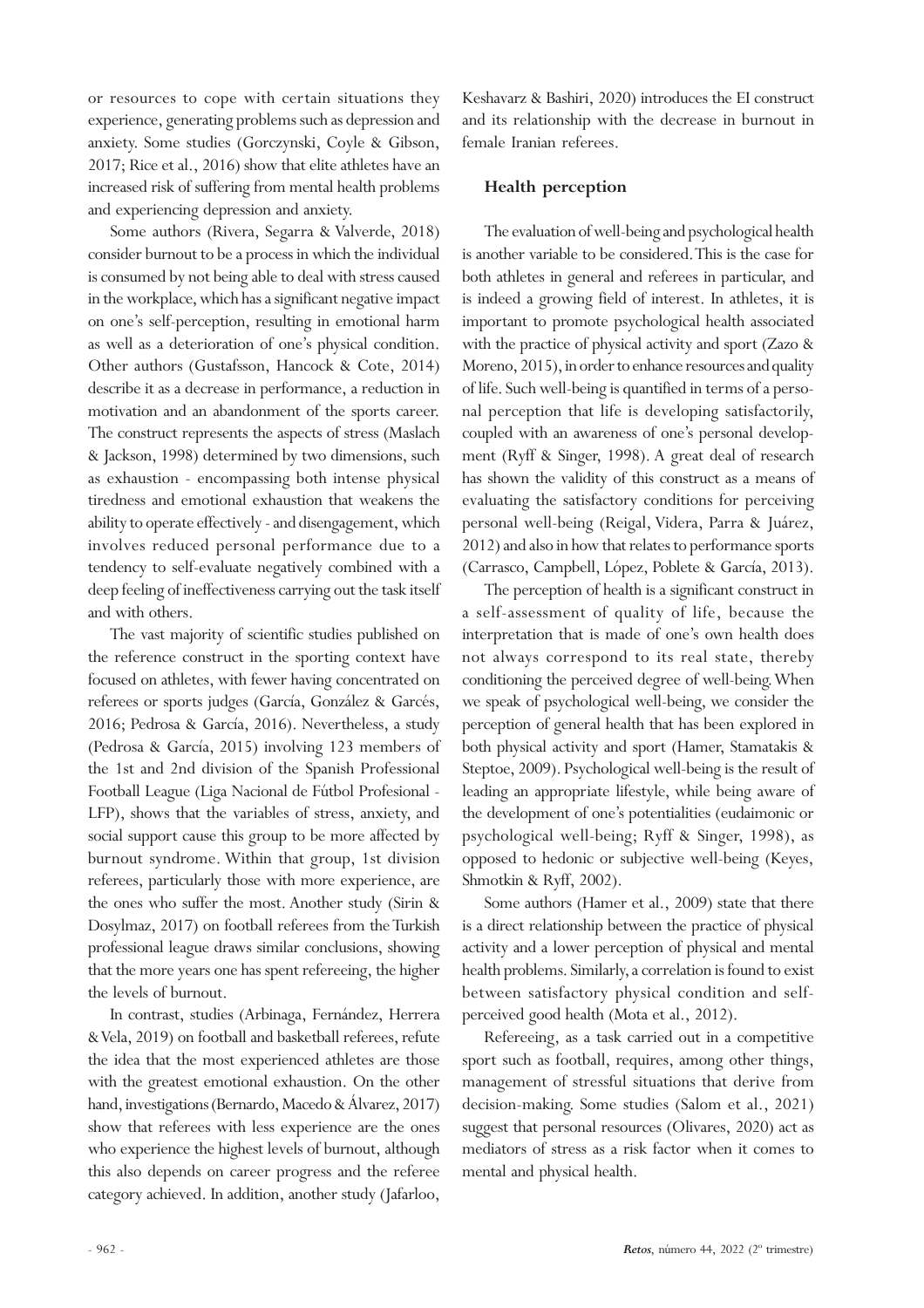or resources to cope with certain situations they experience, generating problems such as depression and anxiety. Some studies (Gorczynski, Coyle & Gibson, 2017; Rice et al., 2016) show that elite athletes have an increased risk of suffering from mental health problems and experiencing depression and anxiety.

Some authors (Rivera, Segarra & Valverde, 2018) consider burnout to be a process in which the individual is consumed by not being able to deal with stress caused in the workplace, which has a significant negative impact on one's self-perception, resulting in emotional harm as well as a deterioration of one's physical condition. Other authors (Gustafsson, Hancock & Cote, 2014) describe it as a decrease in performance, a reduction in motivation and an abandonment of the sports career. The construct represents the aspects of stress (Maslach & Jackson, 1998) determined by two dimensions, such as exhaustion - encompassing both intense physical tiredness and emotional exhaustion that weakens the ability to operate effectively - and disengagement, which involves reduced personal performance due to a tendency to self-evaluate negatively combined with a deep feeling of ineffectiveness carrying out the task itself and with others.

The vast majority of scientific studies published on the reference construct in the sporting context have focused on athletes, with fewer having concentrated on referees or sports judges (García, González & Garcés, 2016; Pedrosa & García, 2016). Nevertheless, a study (Pedrosa & García, 2015) involving 123 members of the 1st and 2nd division of the Spanish Professional Football League (Liga Nacional de Fútbol Profesional - LFP), shows that the variables of stress, anxiety, and social support cause this group to be more affected by burnout syndrome. Within that group, 1st division referees, particularly those with more experience, are the ones who suffer the most. Another study (Sirin & Dosylmaz, 2017) on football referees from the Turkish professional league draws similar conclusions, showing that the more years one has spent refereeing, the higher the levels of burnout.

In contrast, studies (Arbinaga, Fernández, Herrera & Vela, 2019) on football and basketball referees, refute the idea that the most experienced athletes are those with the greatest emotional exhaustion. On the other hand, investigations (Bernardo, Macedo & Álvarez, 2017) show that referees with less experience are the ones who experience the highest levels of burnout, although this also depends on career progress and the referee category achieved. In addition, another study (Jafarloo, Keshavarz & Bashiri, 2020) introduces the EI construct and its relationship with the decrease in burnout in female Iranian referees.

### Health perception

The evaluation of well-being and psychological health is another variable to be considered. This is the case for both athletes in general and referees in particular, and is indeed a growing field of interest. In athletes, it is important to promote psychological health associated with the practice of physical activity and sport (Zazo & Moreno, 2015), in order to enhance resources and quality of life. Such well-being is quantified in terms of a personal perception that life is developing satisfactorily, coupled with an awareness of one's personal development (Ryff & Singer, 1998). A great deal of research has shown the validity of this construct as a means of evaluating the satisfactory conditions for perceiving personal well-being (Reigal, Videra, Parra & Juárez, 2012) and also in how that relates to performance sports (Carrasco, Campbell, López, Poblete & García, 2013).

The perception of health is a significant construct in a self-assessment of quality of life, because the interpretation that is made of one's own health does not always correspond to its real state, thereby conditioning the perceived degree of well-being. When we speak of psychological well-being, we consider the perception of general health that has been explored in both physical activity and sport (Hamer, Stamatakis & Steptoe, 2009). Psychological well-being is the result of leading an appropriate lifestyle, while being aware of the development of one's potentialities (eudaimonic or psychological well-being; Ryff & Singer, 1998), as opposed to hedonic or subjective well-being (Keyes, Shmotkin & Ryff, 2002).

Some authors (Hamer et al., 2009) state that there is a direct relationship between the practice of physical activity and a lower perception of physical and mental health problems. Similarly, a correlation is found to exist between satisfactory physical condition and self-perceived good health (Mota et al., 2012).

Refereeing, as a task carried out in a competitive sport such as football, requires, among other things, management of stressful situations that derive from decision-making. Some studies (Salom et al., 2021) suggest that personal resources (Olivares, 2020) act as mediators of stress as a risk factor when it comes to mental and physical health.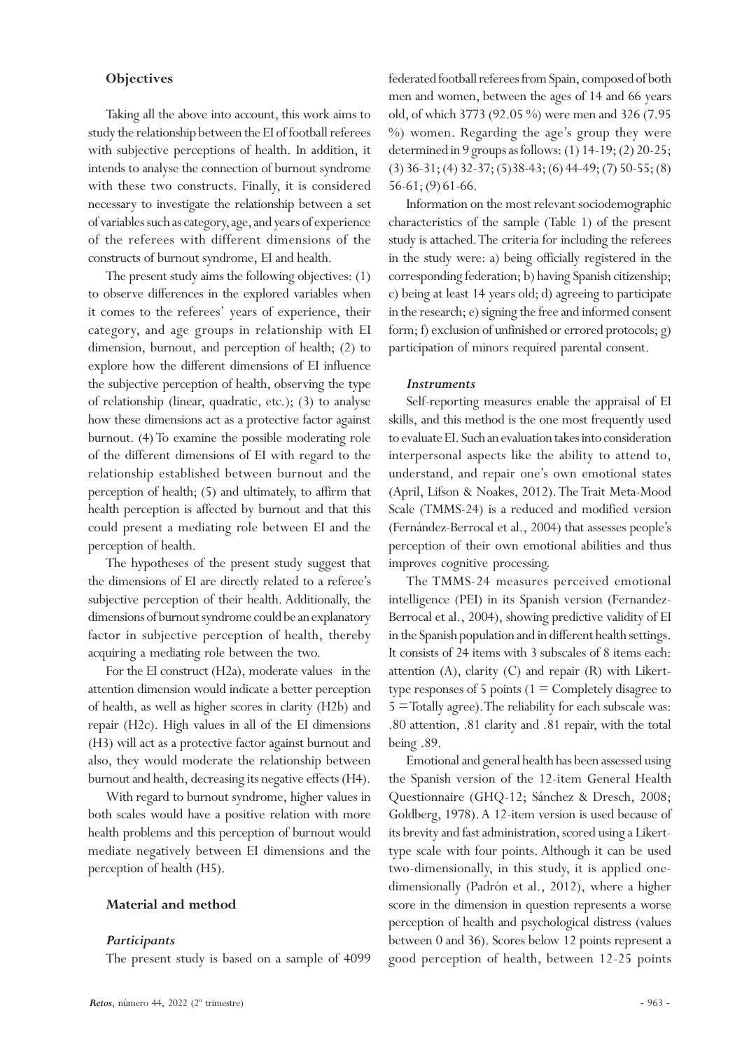## Objectives

Taking all the above into account, this work aims to study the relationship between the EI of football referees with subjective perceptions of health. In addition, it intends to analyse the connection of burnout syndrome with these two constructs. Finally, it is considered necessary to investigate the relationship between a set of variables such as category, age, and years of experience of the referees with different dimensions of the constructs of burnout syndrome, EI and health.

The present study aims the following objectives: (1) to observe differences in the explored variables when it comes to the referees' years of experience, their category, and age groups in relationship with EI dimension, burnout, and perception of health; (2) to explore how the different dimensions of EI influence the subjective perception of health, observing the type of relationship (linear, quadratic, etc.); (3) to analyse how these dimensions act as a protective factor against burnout. (4) To examine the possible moderating role of the different dimensions of EI with regard to the relationship established between burnout and the perception of health; (5) and ultimately, to affirm that health perception is affected by burnout and that this could present a mediating role between EI and the perception of health.

The hypotheses of the present study suggest that the dimensions of EI are directly related to a referee's subjective perception of their health. Additionally, the dimensions of burnout syndrome could be an explanatory factor in subjective perception of health, thereby acquiring a mediating role between the two.

For the EI construct (H2a), moderate values in the attention dimension would indicate a better perception of health, as well as higher scores in clarity (H2b) and repair (H2c). High values in all of the EI dimensions (H3) will act as a protective factor against burnout and also, they would moderate the relationship between burnout and health, decreasing its negative effects (H4).

With regard to burnout syndrome, higher values in both scales would have a positive relation with more health problems and this perception of burnout would mediate negatively between EI dimensions and the perception of health (H5).

## Material and method

### *Participants*

The present study is based on a sample of 4099 federated football referees from Spain, composed of both men and women, between the ages of 14 and 66 years old, of which 3773 (92.05 %) were men and 326 (7.95 %) women. Regarding the age's group they were determined in 9 groups as follows: (1) 14-19; (2) 20-25; (3) 36-31; (4) 32-37; (5)38-43; (6) 44-49; (7) 50-55; (8) 56-61; (9) 61-66.

Information on the most relevant sociodemographic characteristics of the sample (Table 1) of the present study is attached. The criteria for including the referees in the study were: a) being officially registered in the corresponding federation; b) having Spanish citizenship; c) being at least 14 years old; d) agreeing to participate in the research; e) signing the free and informed consent form; f) exclusion of unfinished or errored protocols; g) participation of minors required parental consent.

### *Instruments*

Self-reporting measures enable the appraisal of EI skills, and this method is the one most frequently used to evaluate EI. Such an evaluation takes into consideration interpersonal aspects like the ability to attend to, understand, and repair one's own emotional states (April, Lifson & Noakes, 2012). The Trait Meta-Mood Scale (TMMS-24) is a reduced and modified version (Fernández-Berrocal et al., 2004) that assesses people's perception of their own emotional abilities and thus improves cognitive processing.

The TMMS-24 measures perceived emotional intelligence (PEI) in its Spanish version (Fernandez-Berrocal et al., 2004), showing predictive validity of EI in the Spanish population and in different health settings. It consists of 24 items with 3 subscales of 8 items each: attention (A), clarity (C) and repair (R) with Likert-type responses of 5 points (1 = Completely disagree to 5 = Totally agree). The reliability for each subscale was: .80 attention, .81 clarity and .81 repair, with the total being .89.

Emotional and general health has been assessed using the Spanish version of the 12-item General Health Questionnaire (GHQ-12; Sánchez & Dresch, 2008; Goldberg, 1978). A 12-item version is used because of its brevity and fast administration, scored using a Likert-type scale with four points. Although it can be used two-dimensionally, in this study, it is applied one-dimensionally (Padrón et al., 2012), where a higher score in the dimension in question represents a worse perception of health and psychological distress (values between 0 and 36). Scores below 12 points represent a good perception of health, between 12-25 points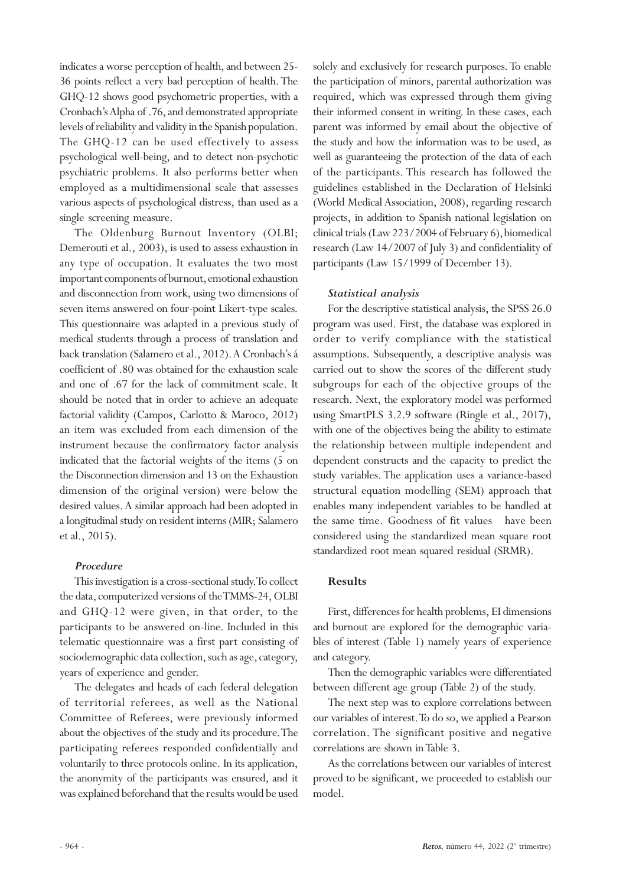indicates a worse perception of health, and between 25-36 points reflect a very bad perception of health. The GHQ-12 shows good psychometric properties, with a Cronbach's Alpha of .76, and demonstrated appropriate levels of reliability and validity in the Spanish population. The GHQ-12 can be used effectively to assess psychological well-being, and to detect non-psychotic psychiatric problems. It also performs better when employed as a multidimensional scale that assesses various aspects of psychological distress, than used as a single screening measure.

The Oldenburg Burnout Inventory (OLBI; Demerouti et al., 2003), is used to assess exhaustion in any type of occupation. It evaluates the two most important components of burnout, emotional exhaustion and disconnection from work, using two dimensions of seven items answered on four-point Likert-type scales. This questionnaire was adapted in a previous study of medical students through a process of translation and back translation (Salamero et al., 2012). A Cronbach's á coefficient of .80 was obtained for the exhaustion scale and one of .67 for the lack of commitment scale. It should be noted that in order to achieve an adequate factorial validity (Campos, Carlotto & Maroco, 2012) an item was excluded from each dimension of the instrument because the confirmatory factor analysis indicated that the factorial weights of the items (5 on the Disconnection dimension and 13 on the Exhaustion dimension of the original version) were below the desired values. A similar approach had been adopted in a longitudinal study on resident interns (MIR; Salamero et al., 2015).

### *Procedure*

This investigation is a cross-sectional study. To collect the data, computerized versions of the TMMS-24, OLBI and GHQ-12 were given, in that order, to the participants to be answered on-line. Included in this telematic questionnaire was a first part consisting of sociodemographic data collection, such as age, category, years of experience and gender.

The delegates and heads of each federal delegation of territorial referees, as well as the National Committee of Referees, were previously informed about the objectives of the study and its procedure. The participating referees responded confidentially and voluntarily to three protocols online. In its application, the anonymity of the participants was ensured, and it was explained beforehand that the results would be used solely and exclusively for research purposes. To enable the participation of minors, parental authorization was required, which was expressed through them giving their informed consent in writing. In these cases, each parent was informed by email about the objective of the study and how the information was to be used, as well as guaranteeing the protection of the data of each of the participants. This research has followed the guidelines established in the Declaration of Helsinki (World Medical Association, 2008), regarding research projects, in addition to Spanish national legislation on clinical trials (Law 223/2004 of February 6), biomedical research (Law 14/2007 of July 3) and confidentiality of participants (Law 15/1999 of December 13).

### *Statistical analysis*

For the descriptive statistical analysis, the SPSS 26.0 program was used. First, the database was explored in order to verify compliance with the statistical assumptions. Subsequently, a descriptive analysis was carried out to show the scores of the different study subgroups for each of the objective groups of the research. Next, the exploratory model was performed using SmartPLS 3.2.9 software (Ringle et al., 2017), with one of the objectives being the ability to estimate the relationship between multiple independent and dependent constructs and the capacity to predict the study variables. The application uses a variance-based structural equation modelling (SEM) approach that enables many independent variables to be handled at the same time. Goodness of fit values have been considered using the standardized mean square root standardized root mean squared residual (SRMR).

## Results

First, differences for health problems, EI dimensions and burnout are explored for the demographic variables of interest (Table 1) namely years of experience and category.

Then the demographic variables were differentiated between different age group (Table 2) of the study.

The next step was to explore correlations between our variables of interest. To do so, we applied a Pearson correlation. The significant positive and negative correlations are shown in Table 3.

As the correlations between our variables of interest proved to be significant, we proceeded to establish our model.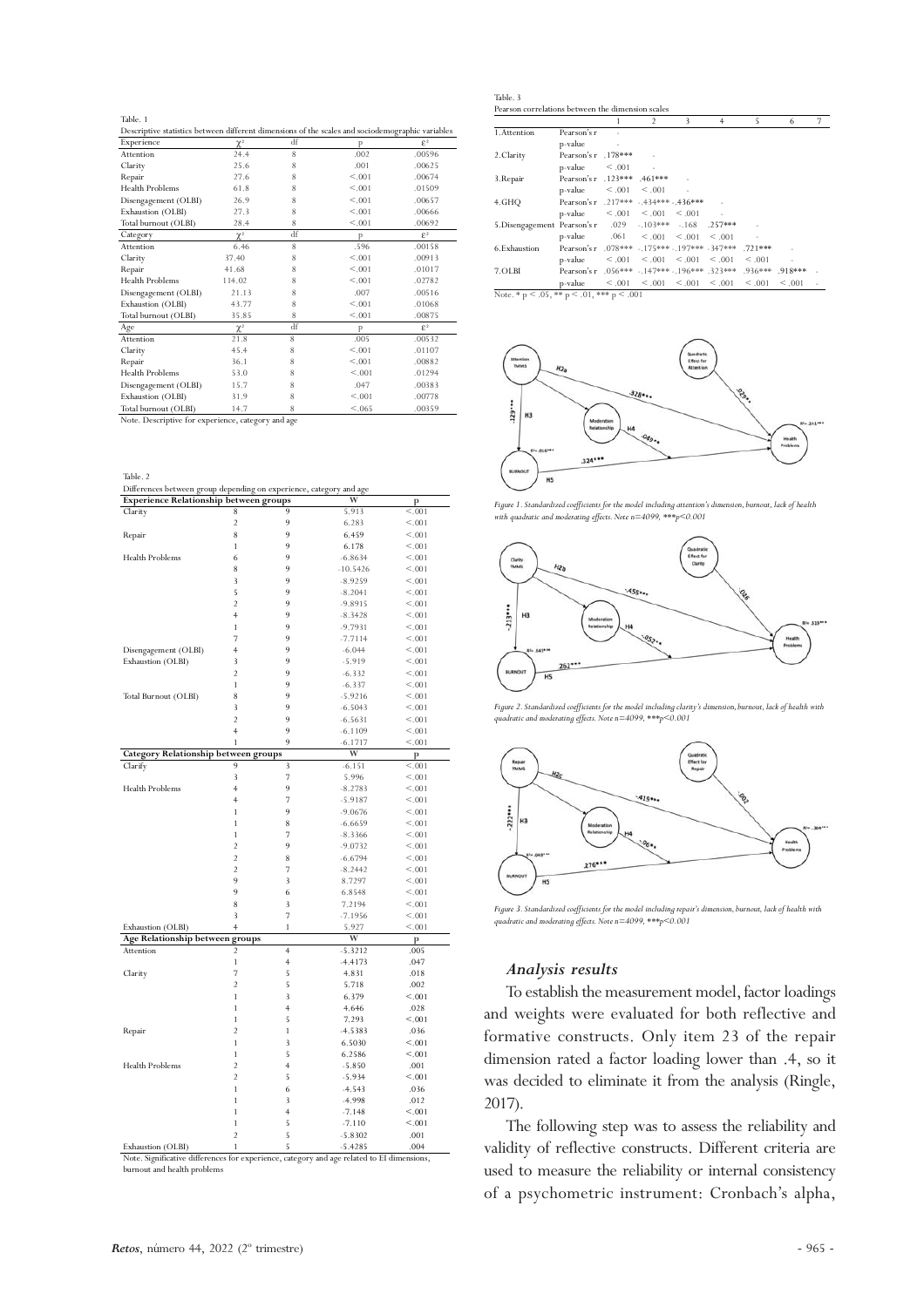Table. 1
Descriptive statistics between different dimensions of the scales and sociodemographic variables

| Experience | $\chi^2$ | df | p | $\varepsilon^2$ |
|---|---|---|---|---|
| Attention | 24.4 | 8 | .002 | .00596 |
| Clarity | 25.6 | 8 | .001 | .00625 |
| Repair | 27.6 | 8 | <.001 | .00674 |
| Health Problems | 61.8 | 8 | <.001 | .01509 |
| Disengagement (OLBI) | 26.9 | 8 | <.001 | .00657 |
| Exhaustion (OLBI) | 27.3 | 8 | <.001 | .00666 |
| Total burnout (OLBI) | 28.4 | 8 | <.001 | .00692 |
| **Category** | $\chi^2$ | df | p | $\varepsilon^2$ |
| Attention | 6.46 | 8 | .596 | .00158 |
| Clarity | 37.40 | 8 | <.001 | .00913 |
| Repair | 41.68 | 8 | <.001 | .01017 |
| Health Problems | 114.02 | 8 | <.001 | .02782 |
| Disengagement (OLBI) | 21.13 | 8 | .007 | .00516 |
| Exhaustion (OLBI) | 43.77 | 8 | <.001 | .01068 |
| Total burnout (OLBI) | 35.85 | 8 | <.001 | .00875 |
| **Age** | $\chi^2$ | df | p | $\varepsilon^2$ |
| Attention | 21.8 | 8 | .005 | .00532 |
| Clarity | 45.4 | 8 | <.001 | .01107 |
| Repair | 36.1 | 8 | <.001 | .00882 |
| Health Problems | 53.0 | 8 | <.001 | .01294 |
| Disengagement (OLBI) | 15.7 | 8 | .047 | .00383 |
| Exhaustion (OLBI) | 31.9 | 8 | <.001 | .00778 |
| Total burnout (OLBI) | 14.7 | 8 | <.065 | .00359 |

Note. Descriptive for experience, category and age

Table. 2
Differences between group depending on experience, category and age

| Experience Relationship between groups | | | W | p |
|---|---|---|---|---|
| Clarity | 8 | 9 | 5.913 | <.001 |
| | 2 | 9 | 6.283 | <.001 |
| Repair | 8 | 9 | 6.459 | <.001 |
| | 1 | 9 | 6.178 | <.001 |
| Health Problems | 6 | 9 | -6.8634 | <.001 |
| | 8 | 9 | -10.5426 | <.001 |
| | 3 | 9 | -8.9259 | <.001 |
| | 5 | 9 | -8.2041 | <.001 |
| | 2 | 9 | -9.8915 | <.001 |
| | 4 | 9 | -8.3428 | <.001 |
| | 1 | 9 | -9.7931 | <.001 |
| | 7 | 9 | -7.7114 | <.001 |
| Disengagement (OLBI) | 4 | 9 | -6.044 | <.001 |
| Exhaustion (OLBI) | 3 | 9 | -5.919 | <.001 |
| | 2 | 9 | -6.332 | <.001 |
| | 1 | 9 | -6.337 | <.001 |
| Total Burnout (OLBI) | 8 | 9 | -5.9216 | <.001 |
| | 3 | 9 | -6.5043 | <.001 |
| | 2 | 9 | -6.5631 | <.001 |
| | 4 | 9 | -6.1109 | <.001 |
| | 1 | 9 | -6.1717 | <.001 |
| **Category Relationship between groups** | | | **W** | **p** |
| Clarify | 9 | 3 | -6.151 | <.001 |
| | 3 | 7 | 5.996 | <.001 |
| Health Problems | 4 | 9 | -8.2783 | <.001 |
| | 4 | 7 | -5.9187 | <.001 |
| | 1 | 9 | -9.0676 | <.001 |
| | 1 | 8 | -6.6659 | <.001 |
| | 1 | 7 | -8.3366 | <.001 |
| | 2 | 9 | -9.0732 | <.001 |
| | 2 | 8 | -6.6794 | <.001 |
| | 2 | 7 | -8.2442 | <.001 |
| | 9 | 3 | 8.7297 | <.001 |
| | 9 | 6 | 6.8548 | <.001 |
| | 8 | 3 | 7.2194 | <.001 |
| | 3 | 7 | -7.1956 | <.001 |
| Exhaustion (OLBI) | 4 | 1 | 5.927 | <.001 |
| **Age Relationship between groups** | | | **W** | **p** |
| Attention | 2 | 4 | -5.3212 | .005 |
| | 1 | 4 | -4.4173 | .047 |
| Clarity | 7 | 5 | 4.831 | .018 |
| | 2 | 5 | 5.718 | .002 |
| | 1 | 3 | 6.379 | <.001 |
| | 1 | 4 | 4.646 | .028 |
| | 1 | 5 | 7.293 | <.001 |
| Repair | 2 | 1 | -4.5383 | .036 |
| | 1 | 3 | 6.5030 | <.001 |
| | 1 | 5 | 6.2586 | <.001 |
| Health Problems | 2 | 4 | -5.850 | .001 |
| | 2 | 5 | -5.934 | <.001 |
| | 1 | 6 | -4.543 | .036 |
| | 1 | 3 | -4.998 | .012 |
| | 1 | 4 | -7.148 | <.001 |
| | 1 | 5 | -7.110 | <.001 |
| | 2 | 5 | -5.8302 | .001 |
| Exhaustion (OLBI) | 1 | 5 | -5.4285 | .004 |

Note. Significative differences for experience, category and age related to EI dimensions, burnout and health problems

Table. 3
Pearson correlations between the dimension scales

| | | 1 | 2 | 3 | 4 | 5 | 6 | 7 |
|---|---|---|---|---|---|---|---|---|
| 1.Attention | Pearson's r | - | | | | | | |
| | p-value | - | | | | | | |
| 2.Clarity | Pearson's r | .178*** | - | | | | | |
| | p-value | <.001 | - | | | | | |
| 3.Repair | Pearson's r | .123*** | .461*** | - | | | | |
| | p-value | <.001 | <.001 | - | | | | |
| 4.GHQ | Pearson's r | .217*** | -.434*** | -.436*** | - | | | |
| | p-value | <.001 | <.001 | <.001 | - | | | |
| 5.Disengagement | Pearson's r | .029 | -.103*** | -.168 | .257*** | - | | |
| | p-value | .061 | <.001 | <.001 | <.001 | - | | |
| 6.Exhaustion | Pearson's r | .078*** | -.175*** | -.197*** | .347*** | .721*** | - | |
| | p-value | <.001 | <.001 | <.001 | <.001 | <.001 | - | |
| 7.OLBI | Pearson's r | .056*** | -.147*** | -.196*** | .323*** | .936*** | .918*** | - |
| | p-value | <.001 | <.001 | <.001 | <.001 | <.001 | <.001 | - |

Note. * p < .05, ** p < .01, *** p < .001

Attention TMMS
H2a
Quadratic Effect for Attention
.328***
.029**
.123***
H3
Moderation Relationship
H4
.049**
R²= .016***
R²= .313***
Health Problems
BURNOUT
.324***
H5

*Figure 1. Standardized coefficients for the model including attention's dimension, burnout, lack of health with quadratic and moderating effects. Note n=4099, ***p<0.001*

Clarity TMMS
H2b
Quadratic Effect for Clarity
-.455***
.036
-.213***
H3
Moderation Relationship
H4
-.052**
R²= .045***
R²= .319***
Health Problems
BURNOUT
.252***
H5

*Figure 2. Standardized coefficients for the model including clarity's dimension, burnout, lack of health with quadratic and moderating effects. Note n=4099, ***p<0.001*

Repair TMMS
H2c
Quadratic Effect for Repair
-.415***
.002
-.222***
H3
Moderation Relationship
H4
-.06**
R²= .049***
R²= .304***
Health Problems
BURNOUT
.276***
H5

*Figure 3. Standardized coefficients for the model including repair's dimension, burnout, lack of health with quadratic and moderating effects. Note n=4099, ***p<0.001*

### *Analysis results*

To establish the measurement model, factor loadings and weights were evaluated for both reflective and formative constructs. Only item 23 of the repair dimension rated a factor loading lower than .4, so it was decided to eliminate it from the analysis (Ringle, 2017).

The following step was to assess the reliability and validity of reflective constructs. Different criteria are used to measure the reliability or internal consistency of a psychometric instrument: Cronbach's alpha,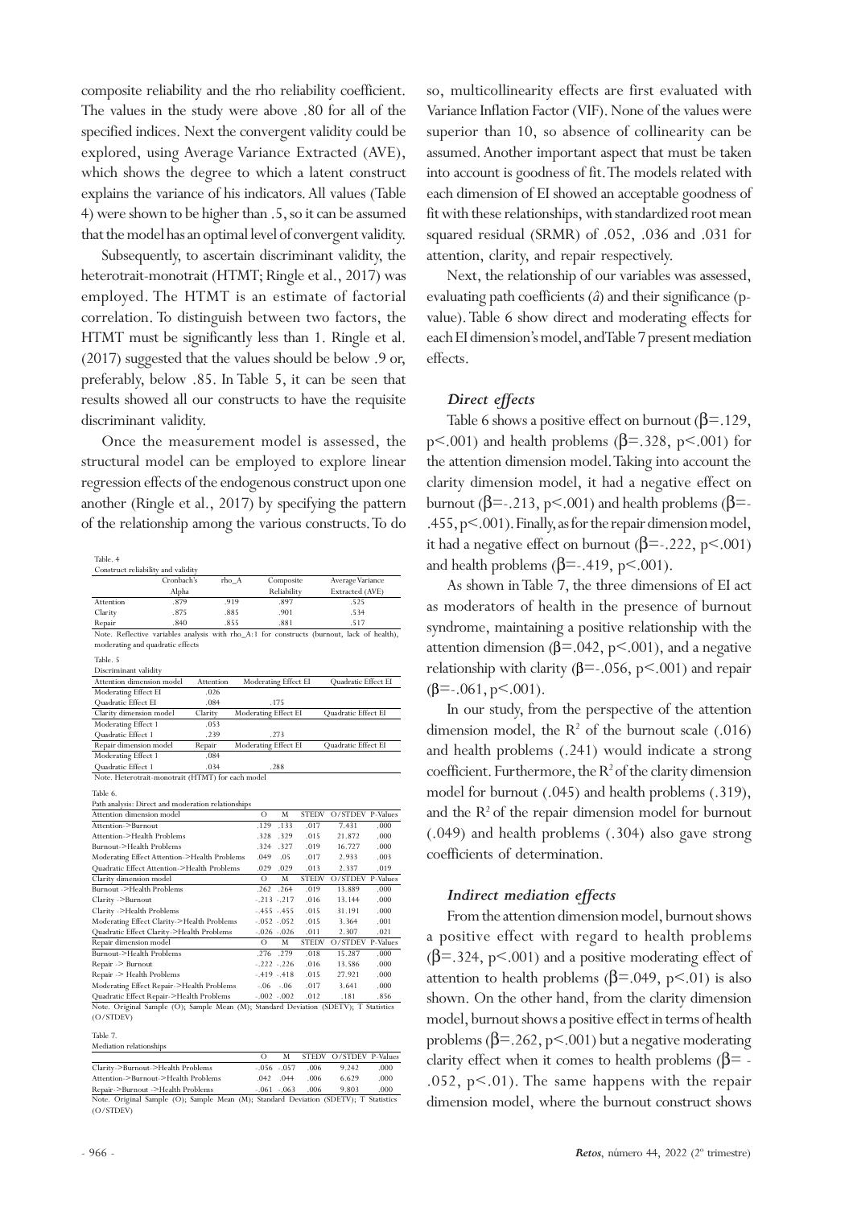composite reliability and the rho reliability coefficient. The values in the study were above .80 for all of the specified indices. Next the convergent validity could be explored, using Average Variance Extracted (AVE), which shows the degree to which a latent construct explains the variance of his indicators. All values (Table 4) were shown to be higher than .5, so it can be assumed that the model has an optimal level of convergent validity.

Subsequently, to ascertain discriminant validity, the heterotrait-monotrait (HTMT; Ringle et al., 2017) was employed. The HTMT is an estimate of factorial correlation. To distinguish between two factors, the HTMT must be significantly less than 1. Ringle et al. (2017) suggested that the values should be below .9 or, preferably, below .85. In Table 5, it can be seen that results showed all our constructs to have the requisite discriminant validity.

Once the measurement model is assessed, the structural model can be employed to explore linear regression effects of the endogenous construct upon one another (Ringle et al., 2017) by specifying the pattern of the relationship among the various constructs. To do

Table. 4
Construct reliability and validity

| | Cronbach's Alpha | rho_A | Composite Reliability | Average Variance Extracted (AVE) |
|---|---|---|---|---|
| Attention | .879 | .919 | .897 | .525 |
| Clarity | .875 | .885 | .901 | .534 |
| Repair | .840 | .855 | .881 | .517 |

Note. Reflective variables analysis with rho_A:1 for constructs (burnout, lack of health), moderating and quadratic effects

Table. 5
Discriminant validity

| Attention dimension model | Attention | Moderating Effect EI | Quadratic Effect EI |
|---|---|---|---|
| Moderating Effect EI | .026 | | |
| Quadratic Effect EI | .084 | .175 | |
| **Clarity dimension model** | **Clarity** | **Moderating Effect EI** | **Quadratic Effect EI** |
| Moderating Effect 1 | .053 | | |
| Quadratic Effect 1 | .239 | .273 | |
| **Repair dimension model** | **Repair** | **Moderating Effect EI** | **Quadratic Effect EI** |
| Moderating Effect 1 | .084 | | |
| Quadratic Effect 1 | .034 | .288 | |

Note. Heterotrait-monotrait (HTMT) for each model

Table 6.
Path analysis: Direct and moderation relationships

| Attention dimension model | O | M | STEDV | O/STDEV | P-Values |
|---|---|---|---|---|---|
| Attention->Burnout | .129 | .133 | .017 | 7.431 | .000 |
| Attention->Health Problems | .328 | .329 | .015 | 21.872 | .000 |
| Burnout->Health Problems | .324 | .327 | .019 | 16.727 | .000 |
| Moderating Effect Attention->Health Problems | .049 | .05 | .017 | 2.933 | .003 |
| Quadratic Effect Attention->Health Problems | .029 | .029 | .013 | 2.337 | .019 |
| **Clarity dimension model** | **O** | **M** | **STEDV** | **O/STDEV** | **P-Values** |
| Burnout ->Health Problems | .262 | .264 | .019 | 13.889 | .000 |
| Clarity ->Burnout | -.213 | -.217 | .016 | 13.144 | .000 |
| Clarity ->Health Problems | -.455 | -.455 | .015 | 31.191 | .000 |
| Moderating Effect Clarity->Health Problems | -.052 | -.052 | .015 | 3.364 | .001 |
| Quadratic Effect Clarity->Health Problems | -.026 | -.026 | .011 | 2.307 | .021 |
| **Repair dimension model** | **O** | **M** | **STEDV** | **O/STDEV** | **P-Values** |
| Burnout->Health Problems | .276 | .279 | .018 | 15.287 | .000 |
| Repair -> Burnout | -.222 | -.226 | .016 | 13.586 | .000 |
| Repair -> Health Problems | -.419 | -.418 | .015 | 27.921 | .000 |
| Moderating Effect Repair->Health Problems | -.06 | -.06 | .017 | 3.641 | .000 |
| Quadratic Effect Repair->Health Problems | -.002 | -.002 | .012 | .181 | .856 |

Note. Original Sample (O); Sample Mean (M); Standard Deviation (SDETV); T Statistics (O/STDEV)

Table 7.
Mediation relationships

| | O | M | STEDV | O/STDEV | P-Values |
|---|---|---|---|---|---|
| Clarity->Burnout->Health Problems | -.056 | -.057 | .006 | 9.242 | .000 |
| Attention->Burnout->Health Problems | .042 | .044 | .006 | 6.629 | .000 |
| Repair->Burnout ->Health Problems | -.061 | -.063 | .006 | 9.803 | .000 |

Note. Original Sample (O); Sample Mean (M); Standard Deviation (SDETV); T Statistics (O/STDEV)

so, multicollinearity effects are first evaluated with Variance Inflation Factor (VIF). None of the values were superior than 10, so absence of collinearity can be assumed. Another important aspect that must be taken into account is goodness of fit. The models related with each dimension of EI showed an acceptable goodness of fit with these relationships, with standardized root mean squared residual (SRMR) of .052, .036 and .031 for attention, clarity, and repair respectively.

Next, the relationship of our variables was assessed, evaluating path coefficients (*â*) and their significance (p-value). Table 6 show direct and moderating effects for each EI dimension's model, and Table 7 present mediation effects.

### *Direct effects*

Table 6 shows a positive effect on burnout ($\beta$=.129, p<.001) and health problems ($\beta$=.328, p<.001) for the attention dimension model. Taking into account the clarity dimension model, it had a negative effect on burnout ($\beta$=-.213, p<.001) and health problems ($\beta$=-.455, p<.001). Finally, as for the repair dimension model, it had a negative effect on burnout ($\beta$=-.222, p<.001) and health problems ($\beta$=-.419, p<.001).

As shown in Table 7, the three dimensions of EI act as moderators of health in the presence of burnout syndrome, maintaining a positive relationship with the attention dimension ($\beta$=.042, p<.001), and a negative relationship with clarity ($\beta$=-.056, p<.001) and repair ($\beta$=-.061, p<.001).

In our study, from the perspective of the attention dimension model, the $R^2$ of the burnout scale (.016) and health problems (.241) would indicate a strong coefficient. Furthermore, the $R^2$ of the clarity dimension model for burnout (.045) and health problems (.319), and the $R^2$ of the repair dimension model for burnout (.049) and health problems (.304) also gave strong coefficients of determination.

### *Indirect mediation effects*

From the attention dimension model, burnout shows a positive effect with regard to health problems ($\beta$=.324, p<.001) and a positive moderating effect of attention to health problems ($\beta$=.049, p<.01) is also shown. On the other hand, from the clarity dimension model, burnout shows a positive effect in terms of health problems ($\beta$=.262, p<.001) but a negative moderating clarity effect when it comes to health problems ($\beta$= -.052, p<.01). The same happens with the repair dimension model, where the burnout construct shows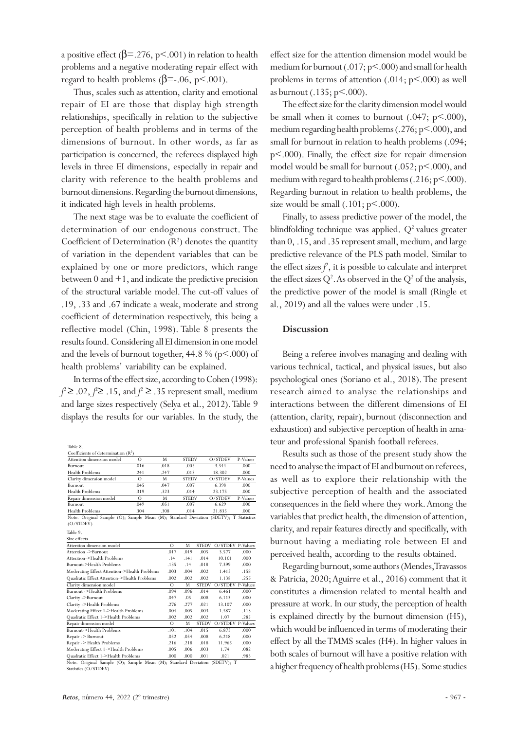a positive effect (β=.276, p<.001) in relation to health problems and a negative moderating repair effect with regard to health problems (β=-.06, p<.001).

Thus, scales such as attention, clarity and emotional repair of EI are those that display high strength relationships, specifically in relation to the subjective perception of health problems and in terms of the dimensions of burnout. In other words, as far as participation is concerned, the referees displayed high levels in three EI dimensions, especially in repair and clarity with reference to the health problems and burnout dimensions. Regarding the burnout dimensions, it indicated high levels in health problems.

The next stage was be to evaluate the coefficient of determination of our endogenous construct. The Coefficient of Determination ($R^2$) denotes the quantity of variation in the dependent variables that can be explained by one or more predictors, which range between 0 and +1, and indicate the predictive precision of the structural variable model. The cut-off values of .19, .33 and .67 indicate a weak, moderate and strong coefficient of determination respectively, this being a reflective model (Chin, 1998). Table 8 presents the results found. Considering all EI dimension in one model and the levels of burnout together, 44.8 % (p<.000) of health problems' variability can be explained.

In terms of the effect size, according to Cohen (1998): $f^2 \geq .02$, $f^2 \geq .15$, and $f^2 \geq .35$ represent small, medium and large sizes respectively (Selya et al., 2012). Table 9 displays the results for our variables. In the study, the effect size for the attention dimension model would be medium for burnout (.017; p<.000) and small for health problems in terms of attention (.014; p<.000) as well as burnout (.135; p<.000).

The effect size for the clarity dimension model would be small when it comes to burnout (.047; p<.000), medium regarding health problems (.276; p<.000), and small for burnout in relation to health problems (.094; p<.000). Finally, the effect size for repair dimension model would be small for burnout (.052; p<.000), and medium with regard to health problems (.216; p<.000). Regarding burnout in relation to health problems, the size would be small (.101; p<.000).

Finally, to assess predictive power of the model, the blindfolding technique was applied. $Q^2$ values greater than 0, .15, and .35 represent small, medium, and large predictive relevance of the PLS path model. Similar to the effect sizes $f^2$, it is possible to calculate and interpret the effect sizes $Q^2$. As observed in the $Q^2$ of the analysis, the predictive power of the model is small (Ringle et al., 2019) and all the values were under .15.

Table 8.
Coefficients of determination ($R^2$)

| Attention dimension model | O | M | STEDV | O/STDEV | P-Values |
|---|---|---|---|---|---|
| Burnout | .016 | .018 | .005 | 3.544 | .000 |
| Health Problems | .241 | .247 | .013 | 18.302 | .000 |
| Clarity dimension model | O | M | STEDV | O/STDEV | P-Values |
| Burnout | .045 | .047 | .007 | 6.398 | .000 |
| Health Problems | .319 | .323 | .014 | 23.175 | .000 |
| Repair dimension model | O | M | STEDV | O/STDEV | P-Values |
| Burnout | .049 | .051 | .007 | 6.629 | .000 |
| Health Problems | .304 | .308 | .014 | 21.835 | .000 |

Note. Original Sample (O); Sample Mean (M); Standard Deviation (SDETV); T Statistics (O/STDEV)

Table 9.
Size effects

| Attention dimension model | O | M | STEDV | O/STDEV | P-Values |
|---|---|---|---|---|---|
| Attention ->Burnout | .017 | .019 | .005 | 3.577 | .000 |
| Attention->Health Problems | .14 | .141 | .014 | 10.101 | .000 |
| Burnout->Health Problems | .135 | .14 | .018 | 7.399 | .000 |
| Moderating Effect Attention->Health Problems | .003 | .004 | .002 | 1.413 | .158 |
| Quadratic Effect Attention->Health Problems | .002 | .002 | .002 | 1.138 | .255 |
| Clarity dimension model | O | M | STEDV | O/STDEV | P-Values |
| Burnout ->Health Problems | .094 | .096 | .014 | 6.461 | .000 |
| Clarity ->Burnout | .047 | .05 | .008 | 6.113 | .000 |
| Clarity ->Health Problems | .276 | .277 | .021 | 13.107 | .000 |
| Moderating Effect 1->Health Problems | .004 | .005 | .003 | 1.587 | .113 |
| Quadratic Effect 1->Health Problems | .002 | .002 | .002 | 1.07 | .285 |
| Repair dimension model | O | M | STEDV | O/STDEV | P-Values |
| Burnout->Health Problems | .101 | .104 | .015 | 6.873 | .000 |
| Repair -> Burnout | .052 | .054 | .008 | 6.218 | .000 |
| Repair -> Health Problems | .216 | .218 | .018 | 11.965 | .000 |
| Moderating Effect 1->Health Problems | .005 | .006 | .003 | 1.74 | .082 |
| Quadratic Effect 1->Health Problems | .000 | .000 | .001 | .021 | .983 |

Note. Original Sample (O); Sample Mean (M); Standard Deviation (SDETV); T Statistics (O/STDEV)

## Discussion

Being a referee involves managing and dealing with various technical, tactical, and physical issues, but also psychological ones (Soriano et al., 2018). The present research aimed to analyse the relationships and interactions between the different dimensions of EI (attention, clarity, repair), burnout (disconnection and exhaustion) and subjective perception of health in amateur and professional Spanish football referees.

Results such as those of the present study show the need to analyse the impact of EI and burnout on referees, as well as to explore their relationship with the subjective perception of health and the associated consequences in the field where they work. Among the variables that predict health, the dimension of attention, clarity, and repair features directly and specifically, with burnout having a mediating role between EI and perceived health, according to the results obtained.

Regarding burnout, some authors (Mendes, Travassos & Patricia, 2020; Aguirre et al., 2016) comment that it constitutes a dimension related to mental health and pressure at work. In our study, the perception of health is explained directly by the burnout dimension (H5), which would be influenced in terms of moderating their effect by all the TMMS scales (H4). In higher values in both scales of burnout will have a positive relation with a higher frequency of health problems (H5). Some studies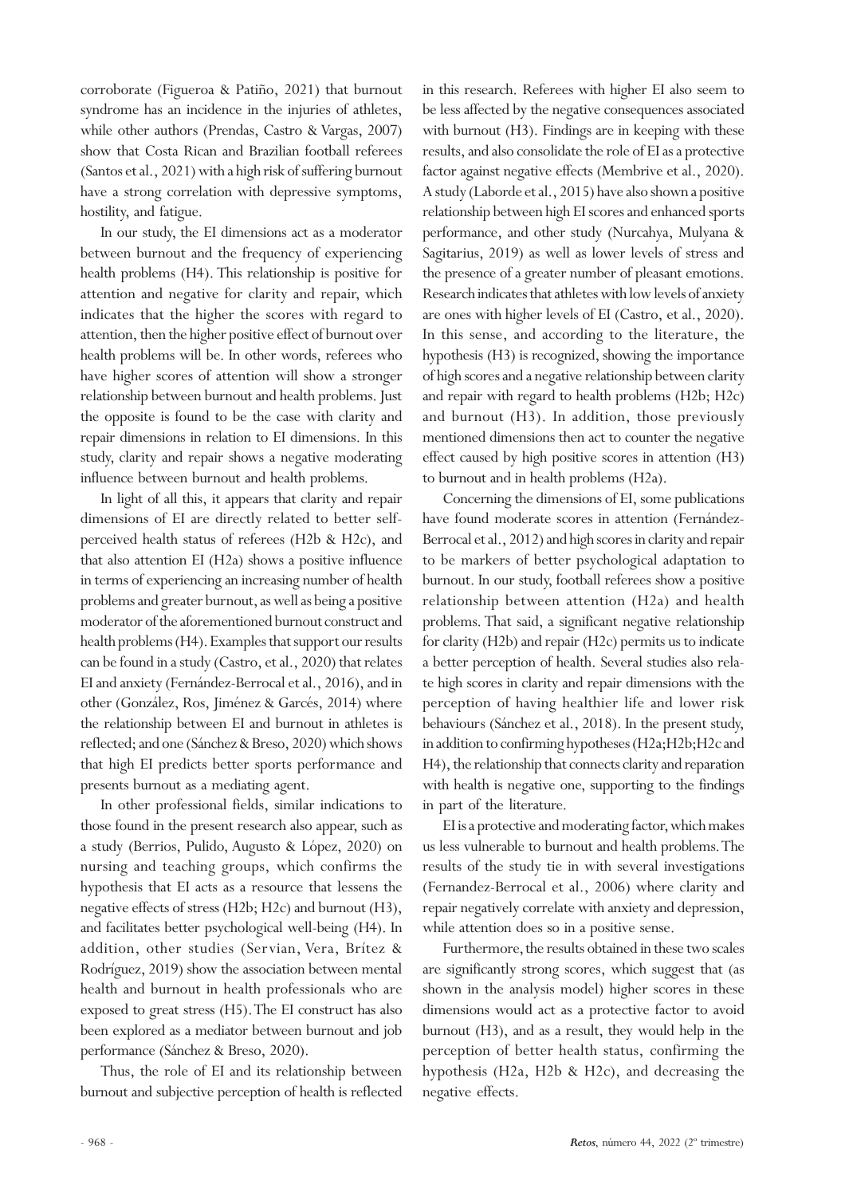corroborate (Figueroa & Patiño, 2021) that burnout syndrome has an incidence in the injuries of athletes, while other authors (Prendas, Castro & Vargas, 2007) show that Costa Rican and Brazilian football referees (Santos et al., 2021) with a high risk of suffering burnout have a strong correlation with depressive symptoms, hostility, and fatigue.

In our study, the EI dimensions act as a moderator between burnout and the frequency of experiencing health problems (H4). This relationship is positive for attention and negative for clarity and repair, which indicates that the higher the scores with regard to attention, then the higher positive effect of burnout over health problems will be. In other words, referees who have higher scores of attention will show a stronger relationship between burnout and health problems. Just the opposite is found to be the case with clarity and repair dimensions in relation to EI dimensions. In this study, clarity and repair shows a negative moderating influence between burnout and health problems.

In light of all this, it appears that clarity and repair dimensions of EI are directly related to better self-perceived health status of referees (H2b & H2c), and that also attention EI (H2a) shows a positive influence in terms of experiencing an increasing number of health problems and greater burnout, as well as being a positive moderator of the aforementioned burnout construct and health problems (H4). Examples that support our results can be found in a study (Castro, et al., 2020) that relates EI and anxiety (Fernández-Berrocal et al., 2016), and in other (González, Ros, Jiménez & Garcés, 2014) where the relationship between EI and burnout in athletes is reflected; and one (Sánchez & Breso, 2020) which shows that high EI predicts better sports performance and presents burnout as a mediating agent.

In other professional fields, similar indications to those found in the present research also appear, such as a study (Berrios, Pulido, Augusto & López, 2020) on nursing and teaching groups, which confirms the hypothesis that EI acts as a resource that lessens the negative effects of stress (H2b; H2c) and burnout (H3), and facilitates better psychological well-being (H4). In addition, other studies (Servian, Vera, Brítez & Rodríguez, 2019) show the association between mental health and burnout in health professionals who are exposed to great stress (H5). The EI construct has also been explored as a mediator between burnout and job performance (Sánchez & Breso, 2020).

Thus, the role of EI and its relationship between burnout and subjective perception of health is reflected in this research. Referees with higher EI also seem to be less affected by the negative consequences associated with burnout (H3). Findings are in keeping with these results, and also consolidate the role of EI as a protective factor against negative effects (Membrive et al., 2020). A study (Laborde et al., 2015) have also shown a positive relationship between high EI scores and enhanced sports performance, and other study (Nurcahya, Mulyana & Sagitarius, 2019) as well as lower levels of stress and the presence of a greater number of pleasant emotions. Research indicates that athletes with low levels of anxiety are ones with higher levels of EI (Castro, et al., 2020). In this sense, and according to the literature, the hypothesis (H3) is recognized, showing the importance of high scores and a negative relationship between clarity and repair with regard to health problems (H2b; H2c) and burnout (H3). In addition, those previously mentioned dimensions then act to counter the negative effect caused by high positive scores in attention (H3) to burnout and in health problems (H2a).

Concerning the dimensions of EI, some publications have found moderate scores in attention (Fernández-Berrocal et al., 2012) and high scores in clarity and repair to be markers of better psychological adaptation to burnout. In our study, football referees show a positive relationship between attention (H2a) and health problems. That said, a significant negative relationship for clarity (H2b) and repair (H2c) permits us to indicate a better perception of health. Several studies also relate high scores in clarity and repair dimensions with the perception of having healthier life and lower risk behaviours (Sánchez et al., 2018). In the present study, in addition to confirming hypotheses (H2a;H2b;H2c and H4), the relationship that connects clarity and reparation with health is negative one, supporting to the findings in part of the literature.

EI is a protective and moderating factor, which makes us less vulnerable to burnout and health problems. The results of the study tie in with several investigations (Fernandez-Berrocal et al., 2006) where clarity and repair negatively correlate with anxiety and depression, while attention does so in a positive sense.

Furthermore, the results obtained in these two scales are significantly strong scores, which suggest that (as shown in the analysis model) higher scores in these dimensions would act as a protective factor to avoid burnout (H3), and as a result, they would help in the perception of better health status, confirming the hypothesis (H2a, H2b & H2c), and decreasing the negative effects.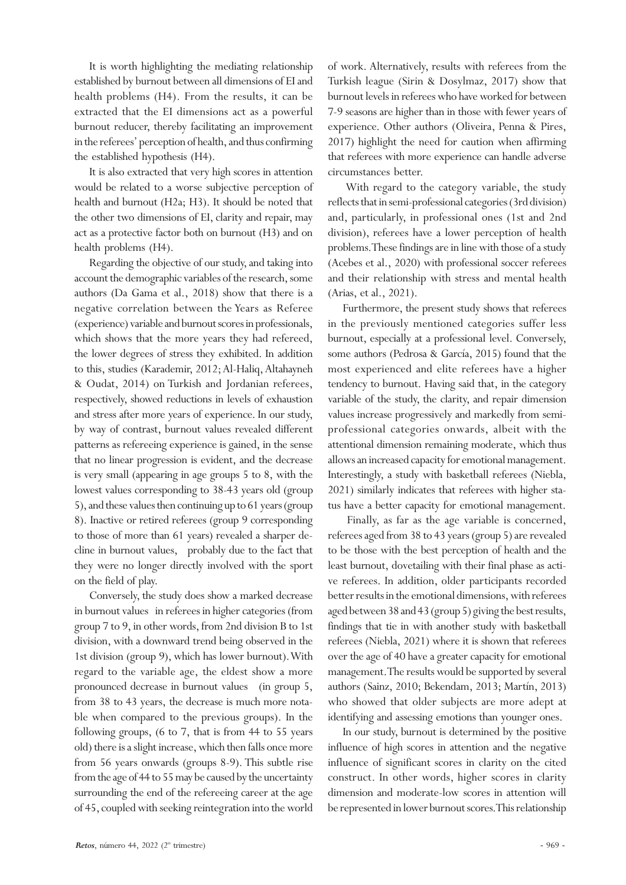It is worth highlighting the mediating relationship established by burnout between all dimensions of EI and health problems (H4). From the results, it can be extracted that the EI dimensions act as a powerful burnout reducer, thereby facilitating an improvement in the referees' perception of health, and thus confirming the established hypothesis (H4).

It is also extracted that very high scores in attention would be related to a worse subjective perception of health and burnout (H2a; H3). It should be noted that the other two dimensions of EI, clarity and repair, may act as a protective factor both on burnout (H3) and on health problems (H4).

Regarding the objective of our study, and taking into account the demographic variables of the research, some authors (Da Gama et al., 2018) show that there is a negative correlation between the Years as Referee (experience) variable and burnout scores in professionals, which shows that the more years they had refereed, the lower degrees of stress they exhibited. In addition to this, studies (Karademir, 2012; Al-Haliq, Altahayneh & Oudat, 2014) on Turkish and Jordanian referees, respectively, showed reductions in levels of exhaustion and stress after more years of experience. In our study, by way of contrast, burnout values revealed different patterns as refereeing experience is gained, in the sense that no linear progression is evident, and the decrease is very small (appearing in age groups 5 to 8, with the lowest values corresponding to 38-43 years old (group 5), and these values then continuing up to 61 years (group 8). Inactive or retired referees (group 9 corresponding to those of more than 61 years) revealed a sharper decline in burnout values, probably due to the fact that they were no longer directly involved with the sport on the field of play.

Conversely, the study does show a marked decrease in burnout values in referees in higher categories (from group 7 to 9, in other words, from 2nd division B to 1st division, with a downward trend being observed in the 1st division (group 9), which has lower burnout). With regard to the variable age, the eldest show a more pronounced decrease in burnout values (in group 5, from 38 to 43 years, the decrease is much more notable when compared to the previous groups). In the following groups, (6 to 7, that is from 44 to 55 years old) there is a slight increase, which then falls once more from 56 years onwards (groups 8-9). This subtle rise from the age of 44 to 55 may be caused by the uncertainty surrounding the end of the refereeing career at the age of 45, coupled with seeking reintegration into the world of work. Alternatively, results with referees from the Turkish league (Sirin & Dosylmaz, 2017) show that burnout levels in referees who have worked for between 7-9 seasons are higher than in those with fewer years of experience. Other authors (Oliveira, Penna & Pires, 2017) highlight the need for caution when affirming that referees with more experience can handle adverse circumstances better.

With regard to the category variable, the study reflects that in semi-professional categories (3rd division) and, particularly, in professional ones (1st and 2nd division), referees have a lower perception of health problems. These findings are in line with those of a study (Acebes et al., 2020) with professional soccer referees and their relationship with stress and mental health (Arias, et al., 2021).

Furthermore, the present study shows that referees in the previously mentioned categories suffer less burnout, especially at a professional level. Conversely, some authors (Pedrosa & García, 2015) found that the most experienced and elite referees have a higher tendency to burnout. Having said that, in the category variable of the study, the clarity, and repair dimension values increase progressively and markedly from semi-professional categories onwards, albeit with the attentional dimension remaining moderate, which thus allows an increased capacity for emotional management. Interestingly, a study with basketball referees (Niebla, 2021) similarly indicates that referees with higher status have a better capacity for emotional management.

Finally, as far as the age variable is concerned, referees aged from 38 to 43 years (group 5) are revealed to be those with the best perception of health and the least burnout, dovetailing with their final phase as active referees. In addition, older participants recorded better results in the emotional dimensions, with referees aged between 38 and 43 (group 5) giving the best results, findings that tie in with another study with basketball referees (Niebla, 2021) where it is shown that referees over the age of 40 have a greater capacity for emotional management. The results would be supported by several authors (Sainz, 2010; Bekendam, 2013; Martín, 2013) who showed that older subjects are more adept at identifying and assessing emotions than younger ones.

In our study, burnout is determined by the positive influence of high scores in attention and the negative influence of significant scores in clarity on the cited construct. In other words, higher scores in clarity dimension and moderate-low scores in attention will be represented in lower burnout scores. This relationship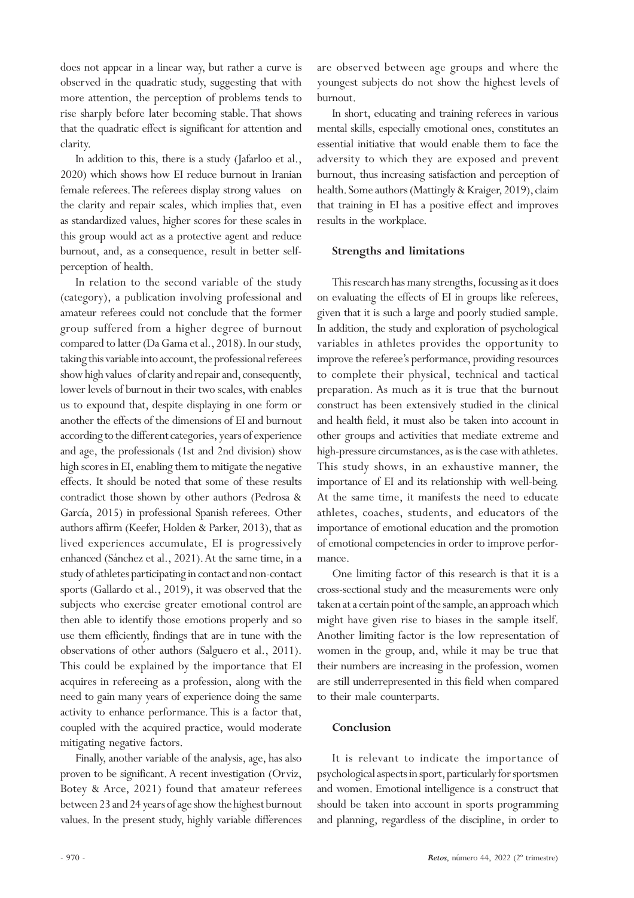does not appear in a linear way, but rather a curve is observed in the quadratic study, suggesting that with more attention, the perception of problems tends to rise sharply before later becoming stable. That shows that the quadratic effect is significant for attention and clarity.

In addition to this, there is a study (Jafarloo et al., 2020) which shows how EI reduce burnout in Iranian female referees. The referees display strong values on the clarity and repair scales, which implies that, even as standardized values, higher scores for these scales in this group would act as a protective agent and reduce burnout, and, as a consequence, result in better self-perception of health.

In relation to the second variable of the study (category), a publication involving professional and amateur referees could not conclude that the former group suffered from a higher degree of burnout compared to latter (Da Gama et al., 2018). In our study, taking this variable into account, the professional referees show high values of clarity and repair and, consequently, lower levels of burnout in their two scales, with enables us to expound that, despite displaying in one form or another the effects of the dimensions of EI and burnout according to the different categories, years of experience and age, the professionals (1st and 2nd division) show high scores in EI, enabling them to mitigate the negative effects. It should be noted that some of these results contradict those shown by other authors (Pedrosa & García, 2015) in professional Spanish referees. Other authors affirm (Keefer, Holden & Parker, 2013), that as lived experiences accumulate, EI is progressively enhanced (Sánchez et al., 2021). At the same time, in a study of athletes participating in contact and non-contact sports (Gallardo et al., 2019), it was observed that the subjects who exercise greater emotional control are then able to identify those emotions properly and so use them efficiently, findings that are in tune with the observations of other authors (Salguero et al., 2011). This could be explained by the importance that EI acquires in refereeing as a profession, along with the need to gain many years of experience doing the same activity to enhance performance. This is a factor that, coupled with the acquired practice, would moderate mitigating negative factors.

Finally, another variable of the analysis, age, has also proven to be significant. A recent investigation (Orviz, Botey & Arce, 2021) found that amateur referees between 23 and 24 years of age show the highest burnout values. In the present study, highly variable differences are observed between age groups and where the youngest subjects do not show the highest levels of burnout.

In short, educating and training referees in various mental skills, especially emotional ones, constitutes an essential initiative that would enable them to face the adversity to which they are exposed and prevent burnout, thus increasing satisfaction and perception of health. Some authors (Mattingly & Kraiger, 2019), claim that training in EI has a positive effect and improves results in the workplace.

## Strengths and limitations

This research has many strengths, focussing as it does on evaluating the effects of EI in groups like referees, given that it is such a large and poorly studied sample. In addition, the study and exploration of psychological variables in athletes provides the opportunity to improve the referee's performance, providing resources to complete their physical, technical and tactical preparation. As much as it is true that the burnout construct has been extensively studied in the clinical and health field, it must also be taken into account in other groups and activities that mediate extreme and high-pressure circumstances, as is the case with athletes. This study shows, in an exhaustive manner, the importance of EI and its relationship with well-being. At the same time, it manifests the need to educate athletes, coaches, students, and educators of the importance of emotional education and the promotion of emotional competencies in order to improve performance.

One limiting factor of this research is that it is a cross-sectional study and the measurements were only taken at a certain point of the sample, an approach which might have given rise to biases in the sample itself. Another limiting factor is the low representation of women in the group, and, while it may be true that their numbers are increasing in the profession, women are still underrepresented in this field when compared to their male counterparts.

## Conclusion

It is relevant to indicate the importance of psychological aspects in sport, particularly for sportsmen and women. Emotional intelligence is a construct that should be taken into account in sports programming and planning, regardless of the discipline, in order to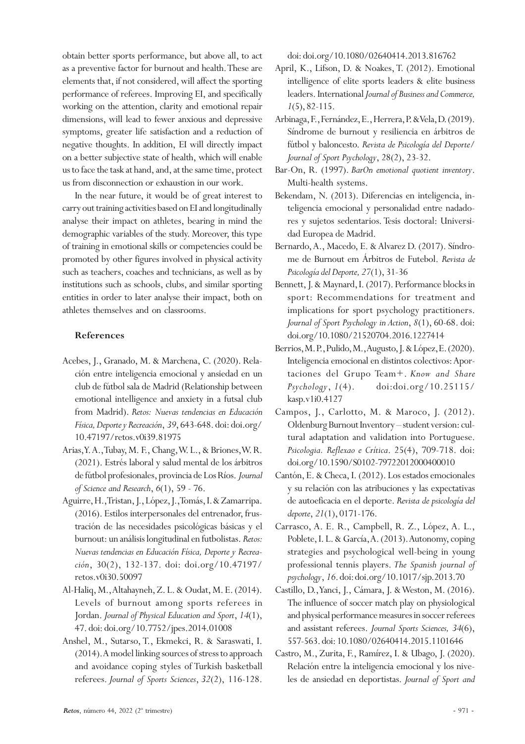obtain better sports performance, but above all, to act as a preventive factor for burnout and health. These are elements that, if not considered, will affect the sporting performance of referees. Improving EI, and specifically working on the attention, clarity and emotional repair dimensions, will lead to fewer anxious and depressive symptoms, greater life satisfaction and a reduction of negative thoughts. In addition, EI will directly impact on a better subjective state of health, which will enable us to face the task at hand, and, at the same time, protect us from disconnection or exhaustion in our work.

In the near future, it would be of great interest to carry out training activities based on EI and longitudinally analyse their impact on athletes, bearing in mind the demographic variables of the study. Moreover, this type of training in emotional skills or competencies could be promoted by other figures involved in physical activity such as teachers, coaches and technicians, as well as by institutions such as schools, clubs, and similar sporting entities in order to later analyse their impact, both on athletes themselves and on classrooms.

## References

Acebes, J., Granado, M. & Marchena, C. (2020). Relación entre inteligencia emocional y ansiedad en un club de fútbol sala de Madrid (Relationship between emotional intelligence and anxiety in a futsal club from Madrid). *Retos: Nuevas tendencias en Educación Física, Deporte y Recreación*, *39*, 643-648. doi: doi.org/10.47197/retos.v0i39.81975

Arias, Y. A., Tubay, M. F., Chang, W. L., & Briones, W. R. (2021). Estrés laboral y salud mental de los árbitros de fútbol profesionales, provincia de Los Ríos. *Journal of Science and Research*, *6*(1), 59 - 76.

Aguirre, H., Tristan, J., López, J., Tomás, I. & Zamarripa. (2016). Estilos interpersonales del entrenador, frustración de las necesidades psicológicas básicas y el burnout: un análisis longitudinal en futbolistas. *Retos: Nuevas tendencias en Educación Física, Deporte y Recreación*, 30(2), 132-137. doi: doi.org/10.47197/retos.v0i30.50097

Al-Haliq, M., Altahayneh, Z. L. & Oudat, M. E. (2014). Levels of burnout among sports referees in Jordan. *Journal of Physical Education and Sport*, *14*(1), 47. doi: doi.org/10.7752/jpes.2014.01008

Anshel, M., Sutarso, T., Ekmekci, R. & Saraswati, I. (2014). A model linking sources of stress to approach and avoidance coping styles of Turkish basketball referees. *Journal of Sports Sciences*, *32*(2), 116-128. doi: doi.org/10.1080/02640414.2013.816762

April, K., Lifson, D. & Noakes, T. (2012). Emotional intelligence of elite sports leaders & elite business leaders. International *Journal of Business and Commerce, 1*(5), 82-115.

Arbinaga, F., Fernández, E., Herrera, P. & Vela, D. (2019). Síndrome de burnout y resiliencia en árbitros de fútbol y baloncesto. *Revista de Psicología del Deporte/ Journal of Sport Psychology*, 28(2), 23-32.

Bar-On, R. (1997). *BarOn emotional quotient inventory*. Multi-health systems.

Bekendam, N. (2013). Diferencias en inteligencia, inteligencia emocional y personalidad entre nadadores y sujetos sedentarios. Tesis doctoral: Universidad Europea de Madrid.

Bernardo, A., Macedo, E. & Alvarez D. (2017). Síndrome de Burnout em Árbitros de Futebol. *Revista de Psicología del Deporte, 27*(1), 31-36

Bennett, J. & Maynard, I. (2017). Performance blocks in sport: Recommendations for treatment and implications for sport psychology practitioners. *Journal of Sport Psychology in Action*, *8*(1), 60-68. doi: doi.org/10.1080/21520704.2016.1227414

Berrios, M. P., Pulido, M., Augusto, J. & López, E. (2020). Inteligencia emocional en distintos colectivos: Aportaciones del Grupo Team+. *Know and Share Psychology*, *1*(4). doi:doi.org/10.25115/kasp.v1i0.4127

Campos, J., Carlotto, M. & Maroco, J. (2012). Oldenburg Burnout Inventory – student version: cultural adaptation and validation into Portuguese. *Psicologia. Reflexao e Crítica*. 25(4), 709-718. doi: doi.org/10.1590/S0102-79722012000400010

Cantón, E. & Checa, I. (2012). Los estados emocionales y su relación con las atribuciones y las expectativas de autoeficacia en el deporte. *Revista de psicología del deporte*, *21*(1), 0171-176.

Carrasco, A. E. R., Campbell, R. Z., López, A. L., Poblete, I. L. & García, A. (2013). Autonomy, coping strategies and psychological well-being in young professional tennis players. *The Spanish journal of psychology*, *16*. doi: doi.org/10.1017/sjp.2013.70

Castillo, D., Yanci, J., Cámara, J. & Weston, M. (2016). The influence of soccer match play on physiological and physical performance measures in soccer referees and assistant referees. *Journal Sports Sciences, 34*(6), 557-563. doi: 10.1080/02640414.2015.1101646

Castro, M., Zurita, F., Ramírez, I. & Ubago, J. (2020). Relación entre la inteligencia emocional y los niveles de ansiedad en deportistas. *Journal of Sport and*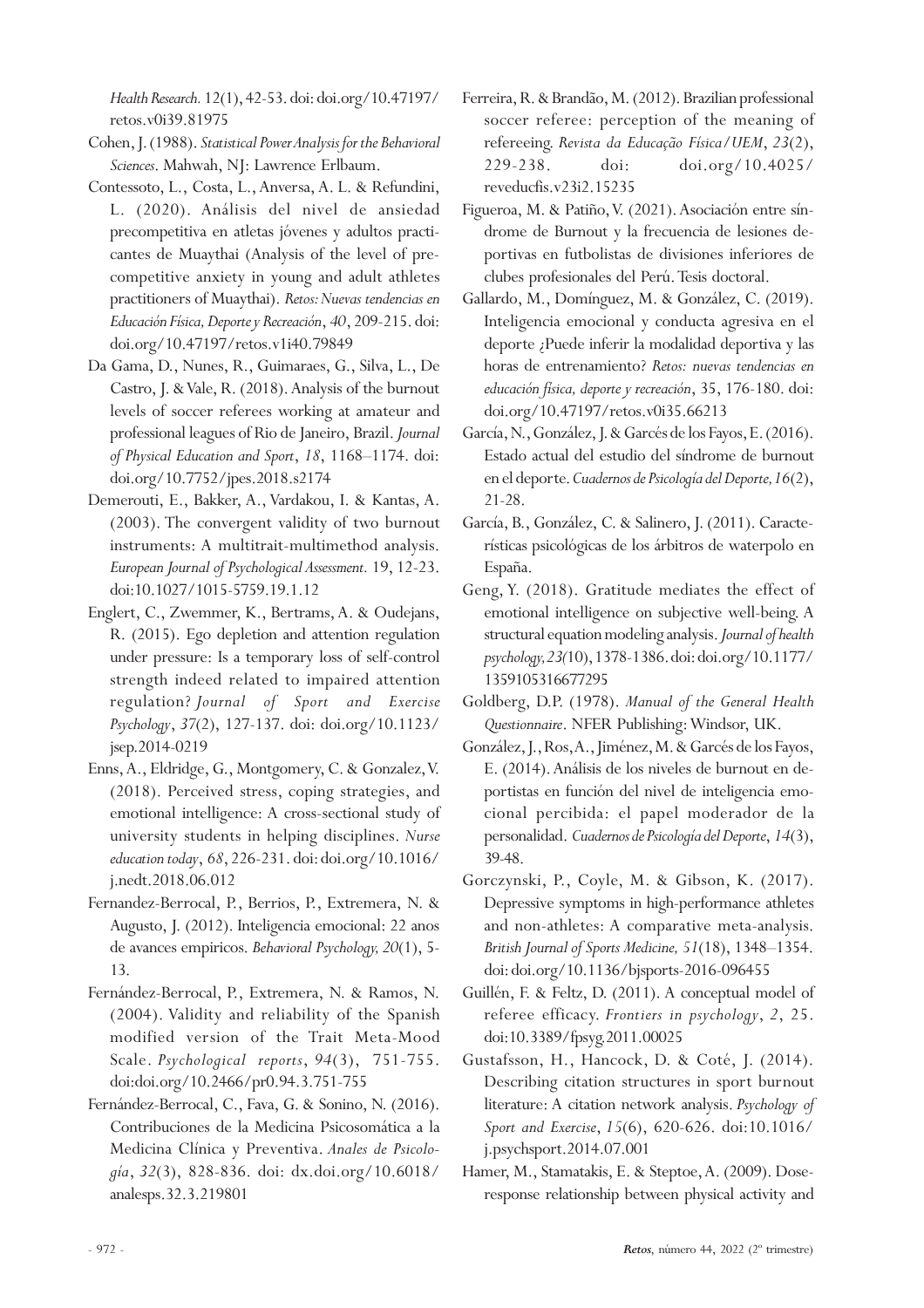*Health Research.* 12(1), 42-53. doi: doi.org/10.47197/retos.v0i39.81975

Cohen, J. (1988). *Statistical Power Analysis for the Behavioral Sciences*. Mahwah, NJ: Lawrence Erlbaum.

Contessoto, L., Costa, L., Anversa, A. L. & Refundini, L. (2020). Análisis del nivel de ansiedad precompetitiva en atletas jóvenes y adultos practicantes de Muaythai (Analysis of the level of precompetitive anxiety in young and adult athletes practitioners of Muaythai). *Retos: Nuevas tendencias en Educación Física, Deporte y Recreación*, *40*, 209-215. doi: doi.org/10.47197/retos.v1i40.79849

Da Gama, D., Nunes, R., Guimaraes, G., Silva, L., De Castro, J. & Vale, R. (2018). Analysis of the burnout levels of soccer referees working at amateur and professional leagues of Rio de Janeiro, Brazil. *Journal of Physical Education and Sport*, *18*, 1168–1174. doi: doi.org/10.7752/jpes.2018.s2174

Demerouti, E., Bakker, A., Vardakou, I. & Kantas, A. (2003). The convergent validity of two burnout instruments: A multitrait-multimethod analysis. *European Journal of Psychological Assessment.* 19, 12-23. doi:10.1027/1015-5759.19.1.12

Englert, C., Zwemmer, K., Bertrams, A. & Oudejans, R. (2015). Ego depletion and attention regulation under pressure: Is a temporary loss of self-control strength indeed related to impaired attention regulation? *Journal of Sport and Exercise Psychology*, *37*(2), 127-137. doi: doi.org/10.1123/jsep.2014-0219

Enns, A., Eldridge, G., Montgomery, C. & Gonzalez, V. (2018). Perceived stress, coping strategies, and emotional intelligence: A cross-sectional study of university students in helping disciplines. *Nurse education today*, *68*, 226-231. doi: doi.org/10.1016/j.nedt.2018.06.012

Fernandez-Berrocal, P., Berrios, P., Extremera, N. & Augusto, J. (2012). Inteligencia emocional: 22 anos de avances empiricos. *Behavioral Psychology, 20*(1), 5-13.

Fernández-Berrocal, P., Extremera, N. & Ramos, N. (2004). Validity and reliability of the Spanish modified version of the Trait Meta-Mood Scale. *Psychological reports*, *94*(3), 751-755. doi:doi.org/10.2466/pr0.94.3.751-755

Fernández-Berrocal, C., Fava, G. & Sonino, N. (2016). Contribuciones de la Medicina Psicosomática a la Medicina Clínica y Preventiva. *Anales de Psicología*, *32*(3), 828-836. doi: dx.doi.org/10.6018/analesps.32.3.219801

Ferreira, R. & Brandão, M. (2012). Brazilian professional soccer referee: perception of the meaning of refereeing. *Revista da Educação Física/UEM*, *23*(2), 229-238. doi: doi.org/10.4025/reveducfis.v23i2.15235

Figueroa, M. & Patiño, V. (2021). Asociación entre síndrome de Burnout y la frecuencia de lesiones deportivas en futbolistas de divisiones inferiores de clubes profesionales del Perú. Tesis doctoral.

Gallardo, M., Domínguez, M. & González, C. (2019). Inteligencia emocional y conducta agresiva en el deporte ¿Puede inferir la modalidad deportiva y las horas de entrenamiento? *Retos: nuevas tendencias en educación física, deporte y recreación*, 35, 176-180. doi: doi.org/10.47197/retos.v0i35.66213

García, N., González, J. & Garcés de los Fayos, E. (2016). Estado actual del estudio del síndrome de burnout en el deporte. *Cuadernos de Psicología del Deporte, 16*(2), 21-28.

García, B., González, C. & Salinero, J. (2011). Características psicológicas de los árbitros de waterpolo en España.

Geng, Y. (2018). Gratitude mediates the effect of emotional intelligence on subjective well-being. A structural equation modeling analysis. *Journal of health psychology, 23*(10), 1378-1386. doi: doi.org/10.1177/1359105316677295

Goldberg, D.P. (1978). *Manual of the General Health Questionnaire*. NFER Publishing: Windsor, UK.

González, J., Ros, A., Jiménez, M. & Garcés de los Fayos, E. (2014). Análisis de los niveles de burnout en deportistas en función del nivel de inteligencia emocional percibida: el papel moderador de la personalidad. *Cuadernos de Psicología del Deporte*, *14*(3), 39-48.

Gorczynski, P., Coyle, M. & Gibson, K. (2017). Depressive symptoms in high-performance athletes and non-athletes: A comparative meta-analysis. *British Journal of Sports Medicine, 51*(18), 1348–1354. doi: doi.org/10.1136/bjsports-2016-096455

Guillén, F. & Feltz, D. (2011). A conceptual model of referee efficacy. *Frontiers in psychology*, *2*, 25. doi:10.3389/fpsyg.2011.00025

Gustafsson, H., Hancock, D. & Coté, J. (2014). Describing citation structures in sport burnout literature: A citation network analysis. *Psychology of Sport and Exercise*, *15*(6), 620-626. doi:10.1016/j.psychsport.2014.07.001

Hamer, M., Stamatakis, E. & Steptoe, A. (2009). Dose-response relationship between physical activity and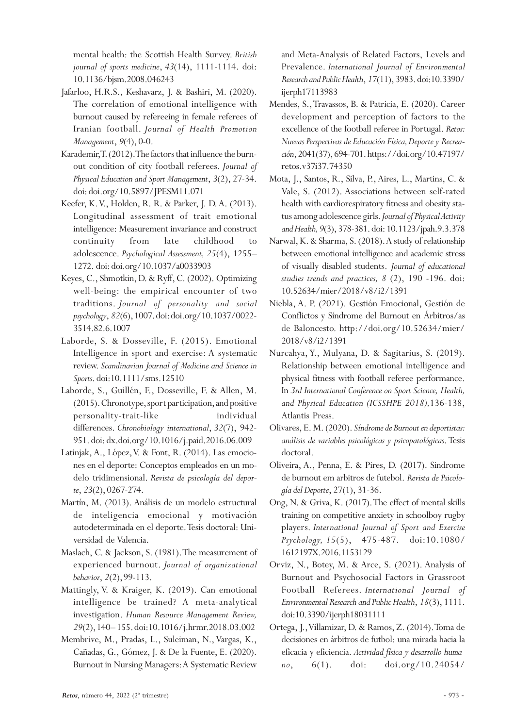mental health: the Scottish Health Survey. *British journal of sports medicine*, *43*(14), 1111-1114. doi: 10.1136/bjsm.2008.046243

Jafarloo, H.R.S., Keshavarz, J. & Bashiri, M. (2020). The correlation of emotional intelligence with burnout caused by refereeing in female referees of Iranian football. *Journal of Health Promotion Management*, *9*(4), 0-0.

Karademir, T. (2012). The factors that influence the burnout condition of city football referees. *Journal of Physical Education and Sport Management*, *3*(2), 27-34. doi: doi.org/10.5897/JPESM11.071

Keefer, K. V., Holden, R. R. & Parker, J. D. A. (2013). Longitudinal assessment of trait emotional intelligence: Measurement invariance and construct continuity from late childhood to adolescence. *Psychological Assessment, 25*(4), 1255–1272. doi: doi.org/10.1037/a0033903

Keyes, C., Shmotkin, D. & Ryff, C. (2002). Optimizing well-being: the empirical encounter of two traditions. *Journal of personality and social psychology*, *82*(6), 1007. doi: doi.org/10.1037/0022-3514.82.6.1007

Laborde, S. & Dosseville, F. (2015). Emotional Intelligence in sport and exercise: A systematic review. *Scandinavian Journal of Medicine and Science in Sports*. doi:10.1111/sms.12510

Laborde, S., Guillén, F., Dosseville, F. & Allen, M. (2015). Chronotype, sport participation, and positive personality-trait-like individual differences. *Chronobiology international*, *32*(7), 942-951. doi: dx.doi.org/10.1016/j.paid.2016.06.009

Latinjak, A., López, V. & Font, R. (2014). Las emociones en el deporte: Conceptos empleados en un modelo tridimensional. *Revista de psicología del deporte*, *23*(2), 0267-274.

Martín, M. (2013). Análisis de un modelo estructural de inteligencia emocional y motivación autodeterminada en el deporte. Tesis doctoral: Universidad de Valencia.

Maslach, C. & Jackson, S. (1981). The measurement of experienced burnout. *Journal of organizational behavior*, *2*(2), 99-113.

Mattingly, V. & Kraiger, K. (2019). Can emotional intelligence be trained? A meta-analytical investigation. *Human Resource Management Review, 29*(2), 140– 155. doi:10.1016/j.hrmr.2018.03.002

Membrive, M., Pradas, L., Suleiman, N., Vargas, K., Cañadas, G., Gómez, J. & De la Fuente, E. (2020). Burnout in Nursing Managers: A Systematic Review and Meta-Analysis of Related Factors, Levels and Prevalence. *International Journal of Environmental Research and Public Health*, *17*(11), 3983. doi:10.3390/ijerph17113983

Mendes, S., Travassos, B. & Patricia, E. (2020). Career development and perception of factors to the excellence of the football referee in Portugal. *Retos: Nuevas Perspectivas de Educación Física, Deporte y Recreación*, 2041(37), 694-701. https://doi.org/10.47197/retos.v37i37.74350

Mota, J., Santos, R., Silva, P., Aires, L., Martins, C. & Vale, S. (2012). Associations between self-rated health with cardiorespiratory fitness and obesity status among adolescence girls. *Journal of Physical Activity and Health, 9*(3), 378-381. doi: 10.1123/jpah.9.3.378

Narwal, K. & Sharma, S. (2018). A study of relationship between emotional intelligence and academic stress of visually disabled students. *Journal of educational studies trends and practices, 8* (2), 190 -196. doi: 10.52634/mier/2018/v8/i2/1391

Niebla, A. P. (2021). Gestión Emocional, Gestión de Conflictos y Síndrome del Burnout en Árbitros/as de Baloncesto. http://doi.org/10.52634/mier/2018/v8/i2/1391

Nurcahya, Y., Mulyana, D. & Sagitarius, S. (2019). Relationship between emotional intelligence and physical fitness with football referee performance. In *3rd International Conference on Sport Science, Health, and Physical Education (ICSSHPE 2018),*136-138, Atlantis Press.

Olivares, E. M. (2020). *Síndrome de Burnout en deportistas: análisis de variables psicológicas y psicopatológicas*. Tesis doctoral.

Oliveira, A., Penna, E. & Pires, D. (2017). Sindrome de burnout em arbitros de futebol. *Revista de Psicología del Deporte*, 27(1), 31-36.

Ong, N. & Griva, K. (2017). The effect of mental skills training on competitive anxiety in schoolboy rugby players. *International Journal of Sport and Exercise Psychology, 15*(5), 475-487. doi:10.1080/1612197X.2016.1153129

Orviz, N., Botey, M. & Arce, S. (2021). Analysis of Burnout and Psychosocial Factors in Grassroot Football Referees. *International Journal of Environmental Research and Public Health*, *18*(3), 1111. doi:10.3390/ijerph18031111

Ortega, J., Villamizar, D. & Ramos, Z. (2014). Toma de decisiones en árbitros de futbol: una mirada hacia la eficacia y eficiencia. *Actividad física y desarrollo humano*, 6(1). doi: doi.org/10.24054/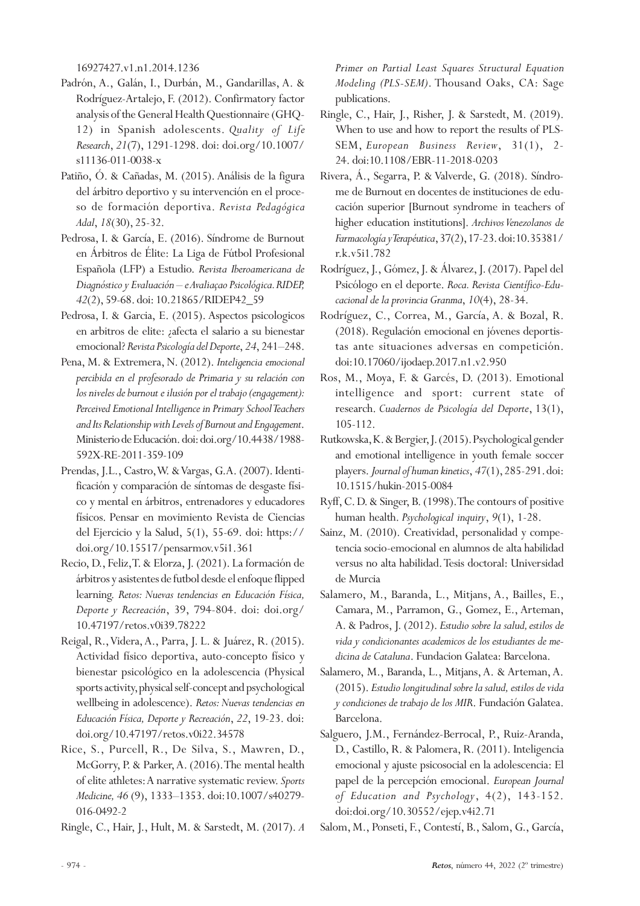16927427.v1.n1.2014.1236

Padrón, A., Galán, I., Durbán, M., Gandarillas, A. & Rodríguez-Artalejo, F. (2012). Confirmatory factor analysis of the General Health Questionnaire (GHQ-12) in Spanish adolescents. *Quality of Life Research*, *21*(7), 1291-1298. doi: doi.org/10.1007/s11136-011-0038-x

Patiño, Ó. & Cañadas, M. (2015). Análisis de la figura del árbitro deportivo y su intervención en el proceso de formación deportiva. *Revista Pedagógica Adal*, *18*(30), 25-32.

Pedrosa, I. & García, E. (2016). Síndrome de Burnout en Árbitros de Élite: La Liga de Fútbol Profesional Española (LFP) a Estudio. *Revista Iberoamericana de Diagnóstico y Evaluación – e Avaliaçao Psicológica. RIDEP, 42*(2), 59-68. doi: 10.21865/RIDEP42_59

Pedrosa, I. & Garcia, E. (2015). Aspectos psicologicos en arbitros de elite: ¿afecta el salario a su bienestar emocional? *Revista Psicología del Deporte*, *24*, 241–248.

Pena, M. & Extremera, N. (2012). *Inteligencia emocional percibida en el profesorado de Primaria y su relación con los niveles de burnout e ilusión por el trabajo (engagement): Perceived Emotional Intelligence in Primary School Teachers and Its Relationship with Levels of Burnout and Engagement*. Ministerio de Educación. doi: doi.org/10.4438/1988-592X-RE-2011-359-109

Prendas, J.L., Castro, W. & Vargas, G.A. (2007). Identificación y comparación de síntomas de desgaste físico y mental en árbitros, entrenadores y educadores físicos. Pensar en movimiento Revista de Ciencias del Ejercicio y la Salud, 5(1), 55-69. doi: https://doi.org/10.15517/pensarmov.v5i1.361

Recio, D., Feliz, T. & Elorza, J. (2021). La formación de árbitros y asistentes de futbol desde el enfoque flipped learning. *Retos: Nuevas tendencias en Educación Física, Deporte y Recreación*, 39, 794-804. doi: doi.org/10.47197/retos.v0i39.78222

Reigal, R., Videra, A., Parra, J. L. & Juárez, R. (2015). Actividad físico deportiva, auto-concepto físico y bienestar psicológico en la adolescencia (Physical sports activity, physical self-concept and psychological wellbeing in adolescence). *Retos: Nuevas tendencias en Educación Física, Deporte y Recreación*, *22*, 19-23. doi: doi.org/10.47197/retos.v0i22.34578

Rice, S., Purcell, R., De Silva, S., Mawren, D., McGorry, P. & Parker, A. (2016). The mental health of elite athletes: A narrative systematic review. *Sports Medicine, 46* (9), 1333–1353. doi:10.1007/s40279-016-0492-2

Ringle, C., Hair, J., Hult, M. & Sarstedt, M. (2017). *A Primer on Partial Least Squares Structural Equation Modeling (PLS-SEM)*. Thousand Oaks, CA: Sage publications.

Ringle, C., Hair, J., Risher, J. & Sarstedt, M. (2019). When to use and how to report the results of PLS-SEM, *European Business Review*, 31(1), 2-24. doi:10.1108/EBR-11-2018-0203

Rivera, Á., Segarra, P. & Valverde, G. (2018). Síndrome de Burnout en docentes de instituciones de educación superior [Burnout syndrome in teachers of higher education institutions]. *Archivos Venezolanos de Farmacología y Terapéutica*, 37(2), 17-23. doi:10.35381/r.k.v5i1.782

Rodríguez, J., Gómez, J. & Álvarez, J. (2017). Papel del Psicólogo en el deporte. *Roca. Revista Científico-Educacional de la provincia Granma*, *10*(4), 28-34.

Rodríguez, C., Correa, M., García, A. & Bozal, R. (2018). Regulación emocional en jóvenes deportistas ante situaciones adversas en competición. doi:10.17060/ijodaep.2017.n1.v2.950

Ros, M., Moya, F. & Garcés, D. (2013). Emotional intelligence and sport: current state of research. *Cuadernos de Psicología del Deporte*, 13(1), 105-112.

Rutkowska, K. & Bergier, J. (2015). Psychological gender and emotional intelligence in youth female soccer players. *Journal of human kinetics*, *47*(1), 285-291. doi: 10.1515/hukin-2015-0084

Ryff, C. D. & Singer, B. (1998). The contours of positive human health. *Psychological inquiry*, *9*(1), 1-28.

Sainz, M. (2010). Creatividad, personalidad y competencia socio-emocional en alumnos de alta habilidad versus no alta habilidad. Tesis doctoral: Universidad de Murcia

Salamero, M., Baranda, L., Mitjans, A., Bailles, E., Camara, M., Parramon, G., Gomez, E., Arteman, A. & Padros, J. (2012). *Estudio sobre la salud, estilos de vida y condicionantes academicos de los estudiantes de medicina de Cataluna*. Fundacion Galatea: Barcelona.

Salamero, M., Baranda, L., Mitjans, A. & Arteman, A. (2015). *Estudio longitudinal sobre la salud, estilos de vida y condiciones de trabajo de los MIR*. Fundación Galatea. Barcelona.

Salguero, J.M., Fernández-Berrocal, P., Ruiz-Aranda, D., Castillo, R. & Palomera, R. (2011). Inteligencia emocional y ajuste psicosocial en la adolescencia: El papel de la percepción emocional. *European Journal of Education and Psychology*, 4(2), 143-152. doi:doi.org/10.30552/ejep.v4i2.71

Salom, M., Ponseti, F., Contestí, B., Salom, G., García,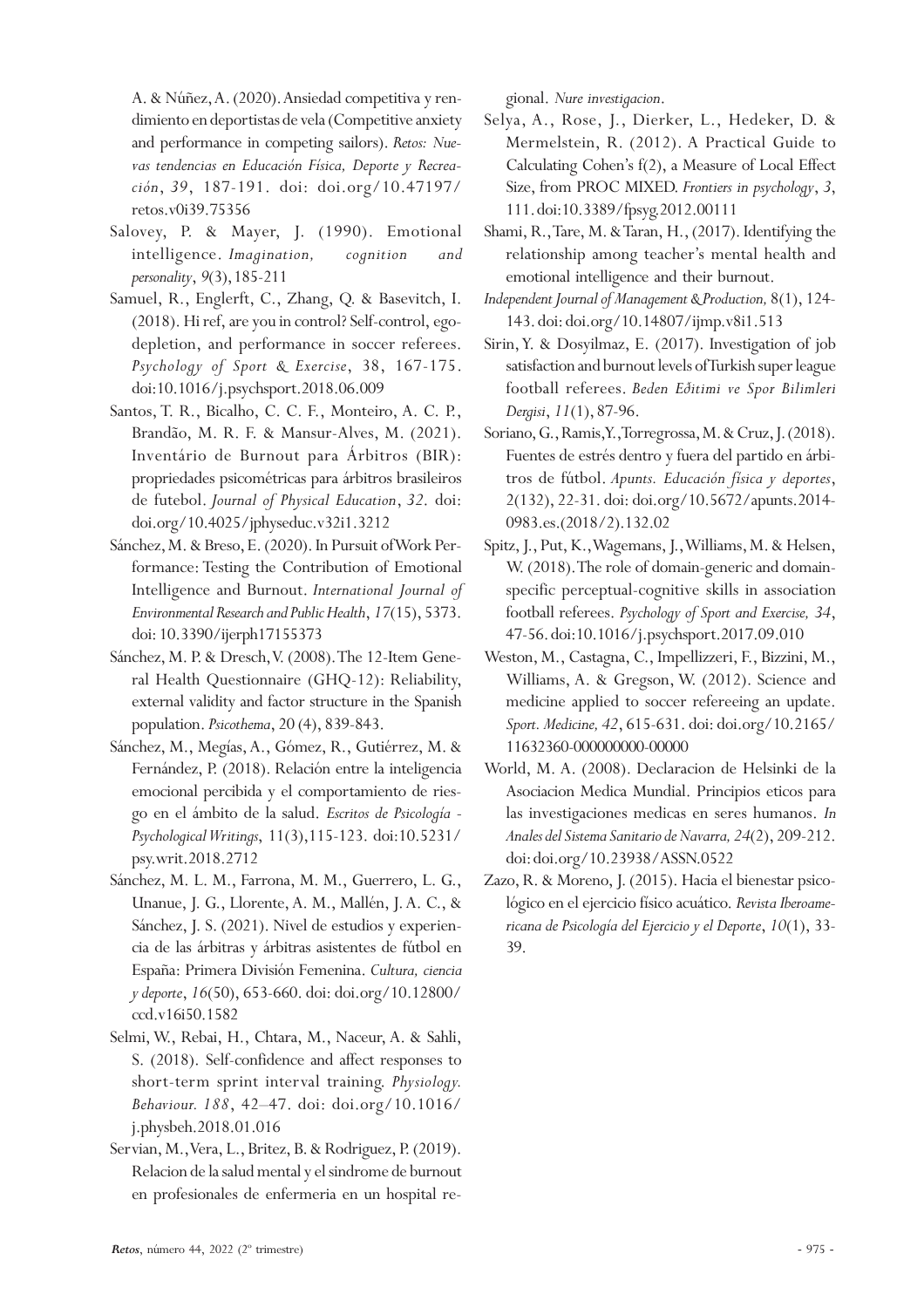A. & Núñez, A. (2020). Ansiedad competitiva y rendimiento en deportistas de vela (Competitive anxiety and performance in competing sailors). *Retos: Nuevas tendencias en Educación Física, Deporte y Recreación*, *39*, 187-191. doi: doi.org/10.47197/retos.v0i39.75356

Salovey, P. & Mayer, J. (1990). Emotional intelligence. *Imagination, cognition and personality*, *9*(3), 185-211

Samuel, R., Englerft, C., Zhang, Q. & Basevitch, I. (2018). Hi ref, are you in control? Self-control, ego-depletion, and performance in soccer referees. *Psychology of Sport & Exercise*, 38, 167-175. doi:10.1016/j.psychsport.2018.06.009

Santos, T. R., Bicalho, C. C. F., Monteiro, A. C. P., Brandão, M. R. F. & Mansur-Alves, M. (2021). Inventário de Burnout para Árbitros (BIR): propriedades psicométricas para árbitros brasileiros de futebol. *Journal of Physical Education*, *32*. doi: doi.org/10.4025/jphyseduc.v32i1.3212

Sánchez, M. & Breso, E. (2020). In Pursuit of Work Performance: Testing the Contribution of Emotional Intelligence and Burnout. *International Journal of Environmental Research and Public Health*, *17*(15), 5373. doi: 10.3390/ijerph17155373

Sánchez, M. P. & Dresch, V. (2008). The 12-Item General Health Questionnaire (GHQ-12): Reliability, external validity and factor structure in the Spanish population. *Psicothema*, 20 (4), 839-843.

Sánchez, M., Megías, A., Gómez, R., Gutiérrez, M. & Fernández, P. (2018). Relación entre la inteligencia emocional percibida y el comportamiento de riesgo en el ámbito de la salud. *Escritos de Psicología - Psychological Writings*, 11(3),115-123. doi:10.5231/psy.writ.2018.2712

Sánchez, M. L. M., Farrona, M. M., Guerrero, L. G., Unanue, J. G., Llorente, A. M., Mallén, J. A. C., & Sánchez, J. S. (2021). Nivel de estudios y experiencia de las árbitras y árbitras asistentes de fútbol en España: Primera División Femenina. *Cultura, ciencia y deporte*, *16*(50), 653-660. doi: doi.org/10.12800/ccd.v16i50.1582

Selmi, W., Rebai, H., Chtara, M., Naceur, A. & Sahli, S. (2018). Self-confidence and affect responses to short-term sprint interval training. *Physiology. Behaviour. 188*, 42–47. doi: doi.org/10.1016/j.physbeh.2018.01.016

Servian, M., Vera, L., Britez, B. & Rodriguez, P. (2019). Relacion de la salud mental y el sindrome de burnout en profesionales de enfermeria en un hospital regional. *Nure investigacion*.

Selya, A., Rose, J., Dierker, L., Hedeker, D. & Mermelstein, R. (2012). A Practical Guide to Calculating Cohen's f(2), a Measure of Local Effect Size, from PROC MIXED. *Frontiers in psychology*, *3*, 111. doi:10.3389/fpsyg.2012.00111

Shami, R., Tare, M. & Taran, H., (2017). Identifying the relationship among teacher's mental health and emotional intelligence and their burnout. *Independent Journal of Management & Production,* 8(1), 124-143. doi: doi.org/10.14807/ijmp.v8i1.513

Sirin, Y. & Dosyilmaz, E. (2017). Investigation of job satisfaction and burnout levels of Turkish super league football referees. *Beden Eðitimi ve Spor Bilimleri Dergisi*, *11*(1), 87-96.

Soriano, G., Ramis, Y., Torregrossa, M. & Cruz, J. (2018). Fuentes de estrés dentro y fuera del partido en árbitros de fútbol. *Apunts. Educación física y deportes*, 2(132), 22-31. doi: doi.org/10.5672/apunts.2014-0983.es.(2018/2).132.02

Spitz, J., Put, K., Wagemans, J., Williams, M. & Helsen, W. (2018). The role of domain-generic and domain-specific perceptual-cognitive skills in association football referees. *Psychology of Sport and Exercise, 34*, 47-56. doi:10.1016/j.psychsport.2017.09.010

Weston, M., Castagna, C., Impellizzeri, F., Bizzini, M., Williams, A. & Gregson, W. (2012). Science and medicine applied to soccer refereeing an update. *Sport. Medicine, 42*, 615-631. doi: doi.org/10.2165/11632360-000000000-00000

World, M. A. (2008). Declaracion de Helsinki de la Asociacion Medica Mundial. Principios eticos para las investigaciones medicas en seres humanos. *In Anales del Sistema Sanitario de Navarra, 24*(2), 209-212. doi: doi.org/10.23938/ASSN.0522

Zazo, R. & Moreno, J. (2015). Hacia el bienestar psicológico en el ejercicio físico acuático. *Revista Iberoamericana de Psicología del Ejercicio y el Deporte*, *10*(1), 33-39.